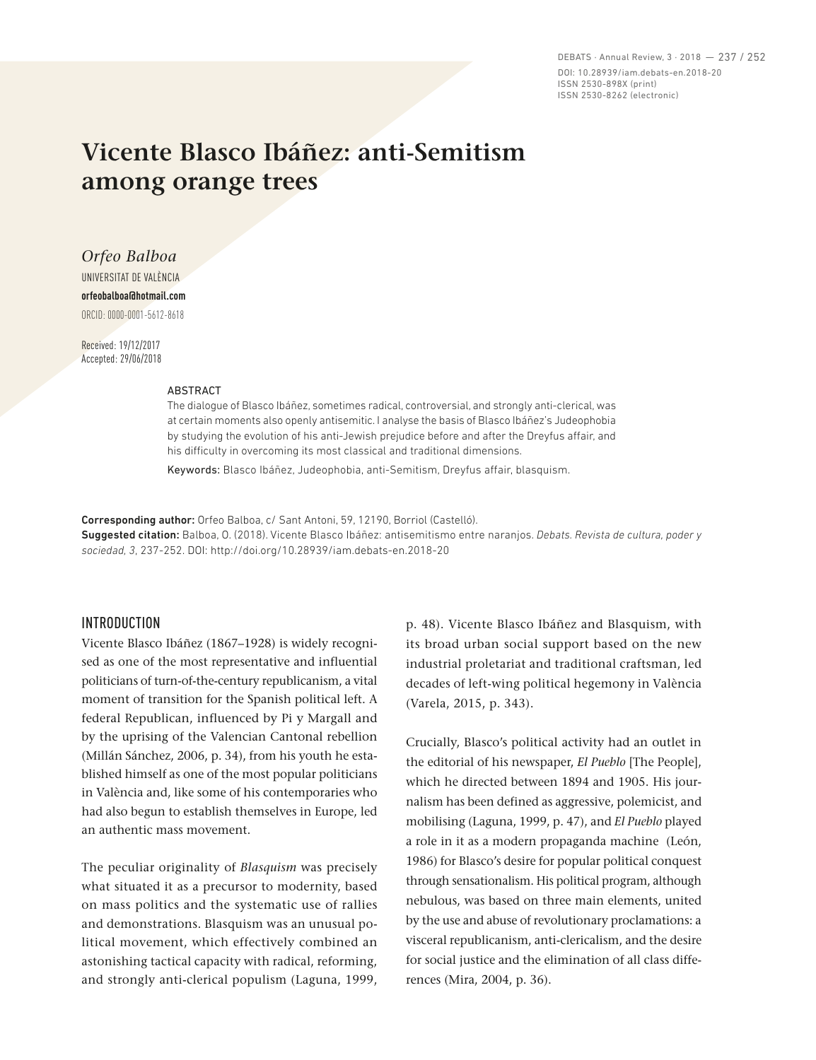# Vicente Blasco Ibáñez: anti-Semitism among orange trees

*Orfeo Balboa*

UNIVERSITAT DE VALÈNCIA

**orfeobalboa@hotmail.com**

ORCID: 0000-0001-5612-8618

Received: 19/12/2017
Accepted: 29/06/2018

ABSTRACT

The dialogue of Blasco Ibáñez, sometimes radical, controversial, and strongly anti-clerical, was at certain moments also openly antisemitic. I analyse the basis of Blasco Ibáñez's Judeophobia by studying the evolution of his anti-Jewish prejudice before and after the Dreyfus affair, and his difficulty in overcoming its most classical and traditional dimensions.

Keywords: Blasco Ibáñez, Judeophobia, anti-Semitism, Dreyfus affair, blasquism.

**Corresponding author:** Orfeo Balboa, c/ Sant Antoni, 59, 12190, Borriol (Castelló).
**Suggested citation:** Balboa, O. (2018). Vicente Blasco Ibáñez: antisemitismo entre naranjos. *Debats. Revista de cultura, poder y sociedad, 3*, 237-252. DOI: http://doi.org/10.28939/iam.debats-en.2018-20

## INTRODUCTION

Vicente Blasco Ibáñez (1867–1928) is widely recognised as one of the most representative and influential politicians of turn-of-the-century republicanism, a vital moment of transition for the Spanish political left. A federal Republican, influenced by Pi y Margall and by the uprising of the Valencian Cantonal rebellion (Millán Sánchez, 2006, p. 34), from his youth he established himself as one of the most popular politicians in València and, like some of his contemporaries who had also begun to establish themselves in Europe, led an authentic mass movement.

The peculiar originality of *Blasquism* was precisely what situated it as a precursor to modernity, based on mass politics and the systematic use of rallies and demonstrations. Blasquism was an unusual political movement, which effectively combined an astonishing tactical capacity with radical, reforming, and strongly anti-clerical populism (Laguna, 1999, p. 48). Vicente Blasco Ibáñez and Blasquism, with its broad urban social support based on the new industrial proletariat and traditional craftsman, led decades of left-wing political hegemony in València (Varela, 2015, p. 343).

Crucially, Blasco's political activity had an outlet in the editorial of his newspaper, *El Pueblo* [The People], which he directed between 1894 and 1905. His journalism has been defined as aggressive, polemicist, and mobilising (Laguna, 1999, p. 47), and *El Pueblo* played a role in it as a modern propaganda machine (León, 1986) for Blasco's desire for popular political conquest through sensationalism. His political program, although nebulous, was based on three main elements, united by the use and abuse of revolutionary proclamations: a visceral republicanism, anti-clericalism, and the desire for social justice and the elimination of all class differences (Mira, 2004, p. 36).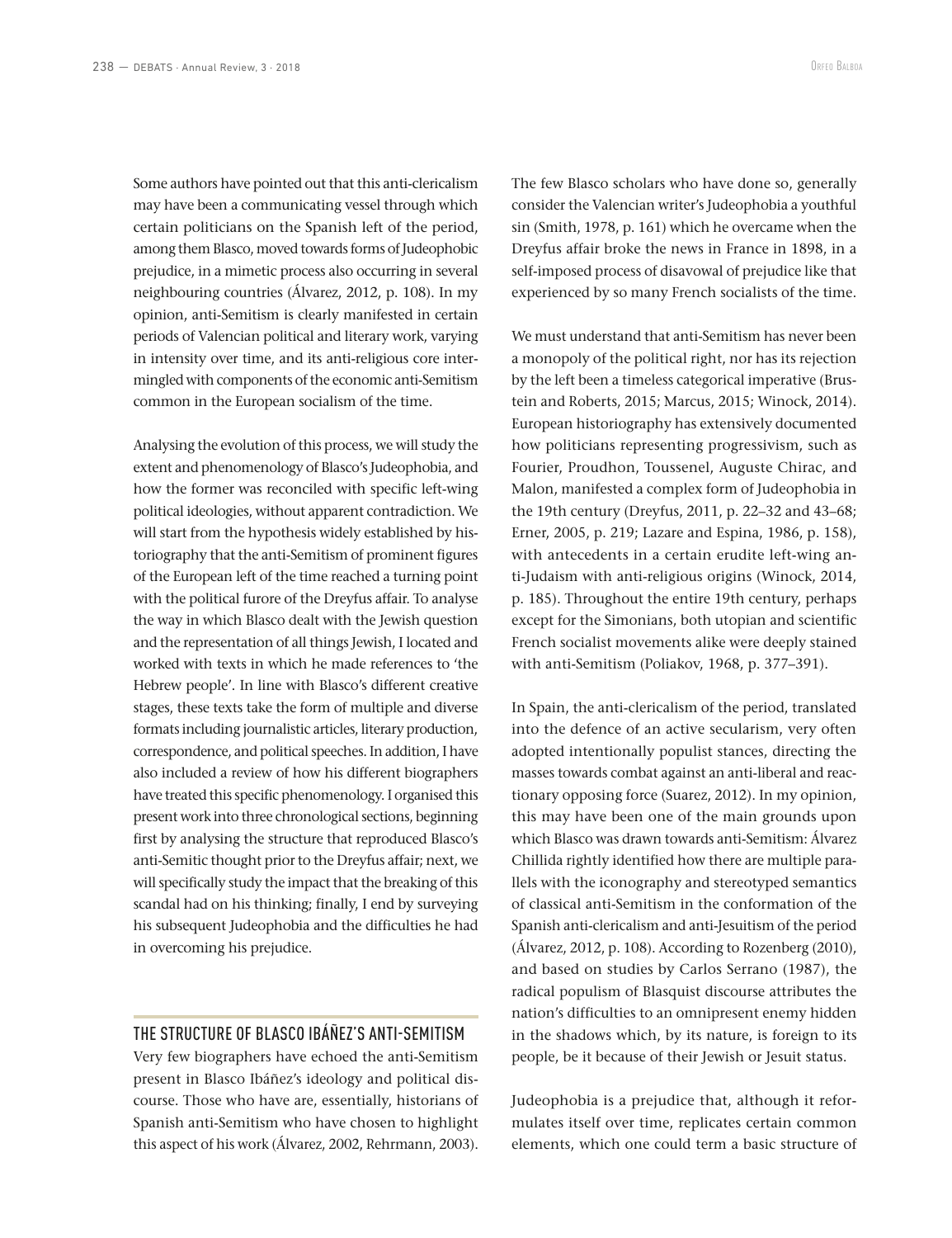Some authors have pointed out that this anti-clericalism may have been a communicating vessel through which certain politicians on the Spanish left of the period, among them Blasco, moved towards forms of Judeophobic prejudice, in a mimetic process also occurring in several neighbouring countries (Álvarez, 2012, p. 108). In my opinion, anti-Semitism is clearly manifested in certain periods of Valencian political and literary work, varying in intensity over time, and its anti-religious core intermingled with components of the economic anti-Semitism common in the European socialism of the time.

Analysing the evolution of this process, we will study the extent and phenomenology of Blasco's Judeophobia, and how the former was reconciled with specific left-wing political ideologies, without apparent contradiction. We will start from the hypothesis widely established by historiography that the anti-Semitism of prominent figures of the European left of the time reached a turning point with the political furore of the Dreyfus affair. To analyse the way in which Blasco dealt with the Jewish question and the representation of all things Jewish, I located and worked with texts in which he made references to 'the Hebrew people'. In line with Blasco's different creative stages, these texts take the form of multiple and diverse formats including journalistic articles, literary production, correspondence, and political speeches. In addition, I have also included a review of how his different biographers have treated this specific phenomenology. I organised this present work into three chronological sections, beginning first by analysing the structure that reproduced Blasco's anti-Semitic thought prior to the Dreyfus affair; next, we will specifically study the impact that the breaking of this scandal had on his thinking; finally, I end by surveying his subsequent Judeophobia and the difficulties he had in overcoming his prejudice.

## THE STRUCTURE OF BLASCO IBÁÑEZ'S ANTI-SEMITISM

Very few biographers have echoed the anti-Semitism present in Blasco Ibáñez's ideology and political discourse. Those who have are, essentially, historians of Spanish anti-Semitism who have chosen to highlight this aspect of his work (Álvarez, 2002, Rehrmann, 2003). The few Blasco scholars who have done so, generally consider the Valencian writer's Judeophobia a youthful sin (Smith, 1978, p. 161) which he overcame when the Dreyfus affair broke the news in France in 1898, in a self-imposed process of disavowal of prejudice like that experienced by so many French socialists of the time.

We must understand that anti-Semitism has never been a monopoly of the political right, nor has its rejection by the left been a timeless categorical imperative (Brustein and Roberts, 2015; Marcus, 2015; Winock, 2014). European historiography has extensively documented how politicians representing progressivism, such as Fourier, Proudhon, Toussenel, Auguste Chirac, and Malon, manifested a complex form of Judeophobia in the 19th century (Dreyfus, 2011, p. 22–32 and 43–68; Erner, 2005, p. 219; Lazare and Espina, 1986, p. 158), with antecedents in a certain erudite left-wing anti-Judaism with anti-religious origins (Winock, 2014, p. 185). Throughout the entire 19th century, perhaps except for the Simonians, both utopian and scientific French socialist movements alike were deeply stained with anti-Semitism (Poliakov, 1968, p. 377–391).

In Spain, the anti-clericalism of the period, translated into the defence of an active secularism, very often adopted intentionally populist stances, directing the masses towards combat against an anti-liberal and reactionary opposing force (Suarez, 2012). In my opinion, this may have been one of the main grounds upon which Blasco was drawn towards anti-Semitism: Álvarez Chillida rightly identified how there are multiple parallels with the iconography and stereotyped semantics of classical anti-Semitism in the conformation of the Spanish anti-clericalism and anti-Jesuitism of the period (Álvarez, 2012, p. 108). According to Rozenberg (2010), and based on studies by Carlos Serrano (1987), the radical populism of Blasquist discourse attributes the nation's difficulties to an omnipresent enemy hidden in the shadows which, by its nature, is foreign to its people, be it because of their Jewish or Jesuit status.

Judeophobia is a prejudice that, although it reformulates itself over time, replicates certain common elements, which one could term a basic structure of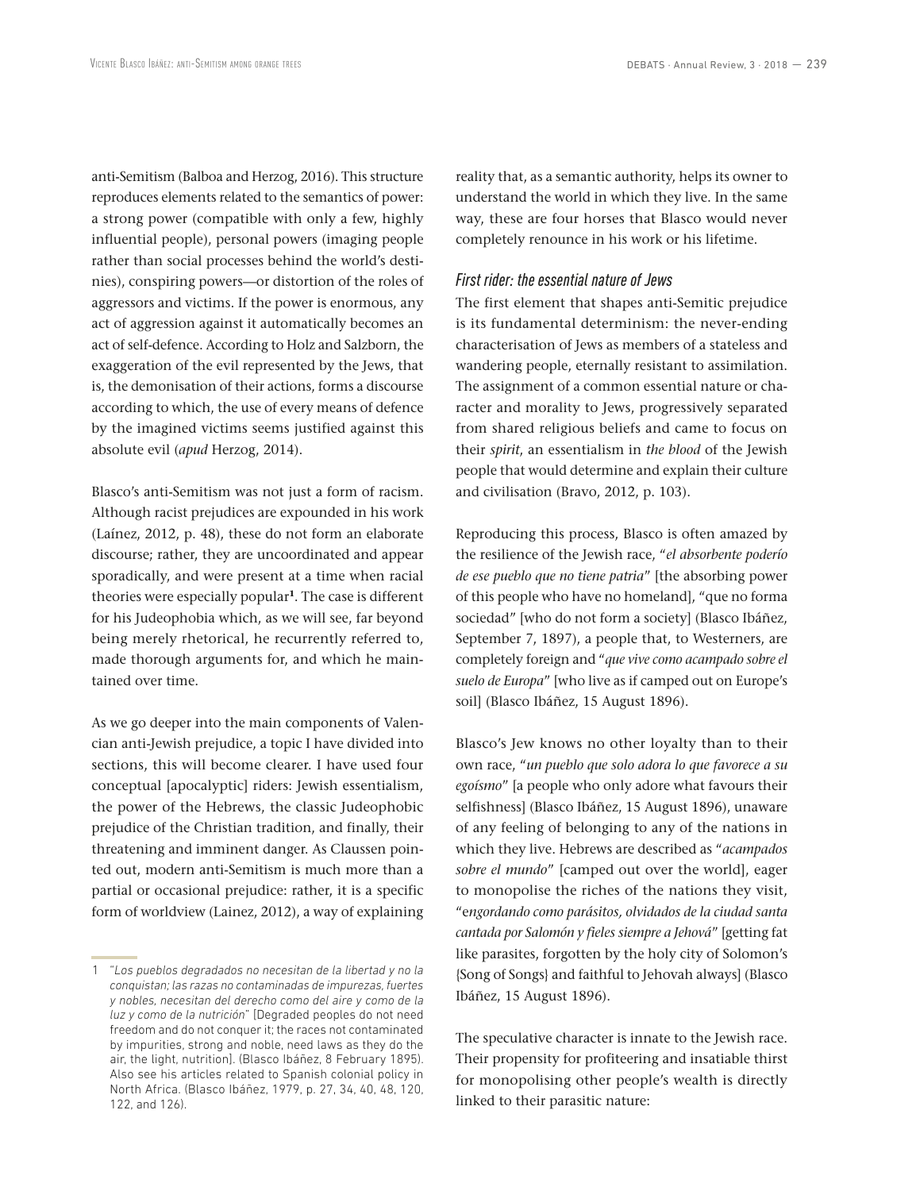anti-Semitism (Balboa and Herzog, 2016). This structure reproduces elements related to the semantics of power: a strong power (compatible with only a few, highly influential people), personal powers (imaging people rather than social processes behind the world's destinies), conspiring powers—or distortion of the roles of aggressors and victims. If the power is enormous, any act of aggression against it automatically becomes an act of self-defence. According to Holz and Salzborn, the exaggeration of the evil represented by the Jews, that is, the demonisation of their actions, forms a discourse according to which, the use of every means of defence by the imagined victims seems justified against this absolute evil (*apud* Herzog, 2014).

Blasco's anti-Semitism was not just a form of racism. Although racist prejudices are expounded in his work (Laínez, 2012, p. 48), these do not form an elaborate discourse; rather, they are uncoordinated and appear sporadically, and were present at a time when racial theories were especially popular[1]. The case is different for his Judeophobia which, as we will see, far beyond being merely rhetorical, he recurrently referred to, made thorough arguments for, and which he maintained over time.

As we go deeper into the main components of Valencian anti-Jewish prejudice, a topic I have divided into sections, this will become clearer. I have used four conceptual [apocalyptic] riders: Jewish essentialism, the power of the Hebrews, the classic Judeophobic prejudice of the Christian tradition, and finally, their threatening and imminent danger. As Claussen pointed out, modern anti-Semitism is much more than a partial or occasional prejudice: rather, it is a specific form of worldview (Lainez, 2012), a way of explaining reality that, as a semantic authority, helps its owner to understand the world in which they live. In the same way, these are four horses that Blasco would never completely renounce in his work or his lifetime.

### First rider: the essential nature of Jews

The first element that shapes anti-Semitic prejudice is its fundamental determinism: the never-ending characterisation of Jews as members of a stateless and wandering people, eternally resistant to assimilation. The assignment of a common essential nature or character and morality to Jews, progressively separated from shared religious beliefs and came to focus on their *spirit*, an essentialism in *the blood* of the Jewish people that would determine and explain their culture and civilisation (Bravo, 2012, p. 103).

Reproducing this process, Blasco is often amazed by the resilience of the Jewish race, "*el absorbente poderío de ese pueblo que no tiene patria*" [the absorbing power of this people who have no homeland], "que no forma sociedad" [who do not form a society] (Blasco Ibáñez, September 7, 1897), a people that, to Westerners, are completely foreign and "*que vive como acampado sobre el suelo de Europa*" [who live as if camped out on Europe's soil] (Blasco Ibáñez, 15 August 1896).

Blasco's Jew knows no other loyalty than to their own race, "*un pueblo que solo adora lo que favorece a su egoísmo*" [a people who only adore what favours their selfishness] (Blasco Ibáñez, 15 August 1896), unaware of any feeling of belonging to any of the nations in which they live. Hebrews are described as "*acampados sobre el mundo*" [camped out over the world], eager to monopolise the riches of the nations they visit, "*engordando como parásitos, olvidados de la ciudad santa cantada por Salomón y fieles siempre a Jehová*" [getting fat like parasites, forgotten by the holy city of Solomon's {Song of Songs} and faithful to Jehovah always] (Blasco Ibáñez, 15 August 1896).

The speculative character is innate to the Jewish race. Their propensity for profiteering and insatiable thirst for monopolising other people's wealth is directly linked to their parasitic nature:

---

1 "*Los pueblos degradados no necesitan de la libertad y no la conquistan; las razas no contaminadas de impurezas, fuertes y nobles, necesitan del derecho como del aire y como de la luz y como de la nutrición*" [Degraded peoples do not need freedom and do not conquer it; the races not contaminated by impurities, strong and noble, need laws as they do the air, the light, nutrition]. (Blasco Ibáñez, 8 February 1895). Also see his articles related to Spanish colonial policy in North Africa. (Blasco Ibáñez, 1979, p. 27, 34, 40, 48, 120, 122, and 126).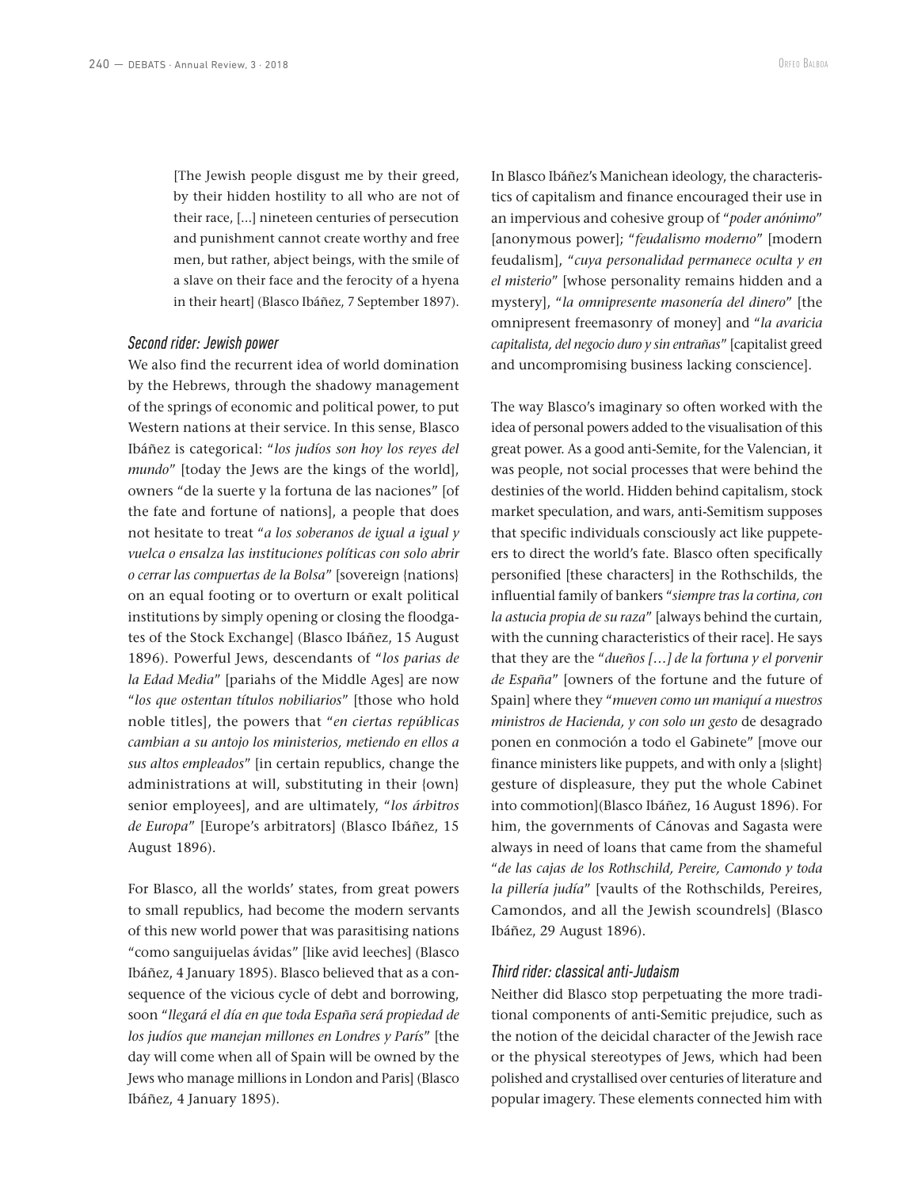> [The Jewish people disgust me by their greed, by their hidden hostility to all who are not of their race, [...] nineteen centuries of persecution and punishment cannot create worthy and free men, but rather, abject beings, with the smile of a slave on their face and the ferocity of a hyena in their heart] (Blasco Ibáñez, 7 September 1897).

### *Second rider: Jewish power*

We also find the recurrent idea of world domination by the Hebrews, through the shadowy management of the springs of economic and political power, to put Western nations at their service. In this sense, Blasco Ibáñez is categorical: "*los judíos son hoy los reyes del mundo*" [today the Jews are the kings of the world], owners "de la suerte y la fortuna de las naciones" [of the fate and fortune of nations], a people that does not hesitate to treat "*a los soberanos de igual a igual y vuelca o ensalza las instituciones políticas con solo abrir o cerrar las compuertas de la Bolsa*" [sovereign {nations} on an equal footing or to overturn or exalt political institutions by simply opening or closing the floodgates of the Stock Exchange] (Blasco Ibáñez, 15 August 1896). Powerful Jews, descendants of "*los parias de la Edad Media*" [pariahs of the Middle Ages] are now "*los que ostentan títulos nobiliarios*" [those who hold noble titles], the powers that "*en ciertas repúblicas cambian a su antojo los ministerios, metiendo en ellos a sus altos empleados*" [in certain republics, change the administrations at will, substituting in their {own} senior employees], and are ultimately, "*los árbitros de Europa*" [Europe's arbitrators] (Blasco Ibáñez, 15 August 1896).

For Blasco, all the worlds' states, from great powers to small republics, had become the modern servants of this new world power that was parasitising nations "como sanguijuelas ávidas" [like avid leeches] (Blasco Ibáñez, 4 January 1895). Blasco believed that as a consequence of the vicious cycle of debt and borrowing, soon "*llegará el día en que toda España será propiedad de los judíos que manejan millones en Londres y París*" [the day will come when all of Spain will be owned by the Jews who manage millions in London and Paris] (Blasco Ibáñez, 4 January 1895).

In Blasco Ibáñez's Manichean ideology, the characteristics of capitalism and finance encouraged their use in an impervious and cohesive group of "*poder anónimo*" [anonymous power]; "*feudalismo moderno*" [modern feudalism], "*cuya personalidad permanece oculta y en el misterio*" [whose personality remains hidden and a mystery], "*la omnipresente masonería del dinero*" [the omnipresent freemasonry of money] and "*la avaricia capitalista, del negocio duro y sin entrañas*" [capitalist greed and uncompromising business lacking conscience].

The way Blasco's imaginary so often worked with the idea of personal powers added to the visualisation of this great power. As a good anti-Semite, for the Valencian, it was people, not social processes that were behind the destinies of the world. Hidden behind capitalism, stock market speculation, and wars, anti-Semitism supposes that specific individuals consciously act like puppeteers to direct the world's fate. Blasco often specifically personified [these characters] in the Rothschilds, the influential family of bankers "*siempre tras la cortina, con la astucia propia de su raza*" [always behind the curtain, with the cunning characteristics of their race]. He says that they are the "*dueños […] de la fortuna y el porvenir de España*" [owners of the fortune and the future of Spain] where they "*mueven como un maniquí a nuestros ministros de Hacienda, y con solo un gesto* de desagrado ponen en conmoción a todo el Gabinete" [move our finance ministers like puppets, and with only a {slight} gesture of displeasure, they put the whole Cabinet into commotion](Blasco Ibáñez, 16 August 1896). For him, the governments of Cánovas and Sagasta were always in need of loans that came from the shameful "*de las cajas de los Rothschild, Pereire, Camondo y toda la pillería judía*" [vaults of the Rothschilds, Pereires, Camondos, and all the Jewish scoundrels] (Blasco Ibáñez, 29 August 1896).

### *Third rider: classical anti-Judaism*

Neither did Blasco stop perpetuating the more traditional components of anti-Semitic prejudice, such as the notion of the deicidal character of the Jewish race or the physical stereotypes of Jews, which had been polished and crystallised over centuries of literature and popular imagery. These elements connected him with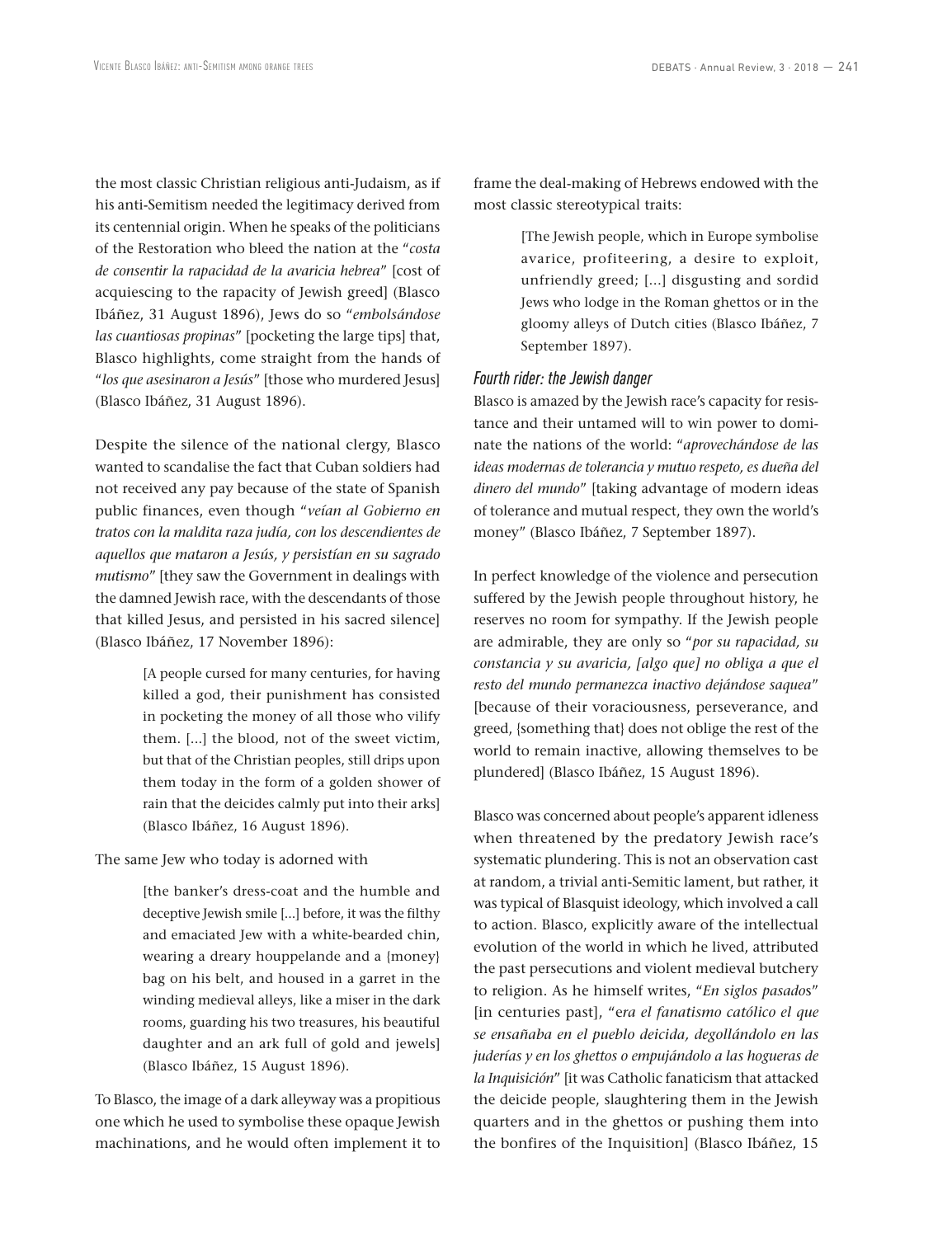the most classic Christian religious anti-Judaism, as if his anti-Semitism needed the legitimacy derived from its centennial origin. When he speaks of the politicians of the Restoration who bleed the nation at the "*costa de consentir la rapacidad de la avaricia hebrea*" [cost of acquiescing to the rapacity of Jewish greed] (Blasco Ibáñez, 31 August 1896), Jews do so "*embolsándose las cuantiosas propinas*" [pocketing the large tips] that, Blasco highlights, come straight from the hands of "*los que asesinaron a Jesús*" [those who murdered Jesus] (Blasco Ibáñez, 31 August 1896).

Despite the silence of the national clergy, Blasco wanted to scandalise the fact that Cuban soldiers had not received any pay because of the state of Spanish public finances, even though "*veían al Gobierno en tratos con la maldita raza judía, con los descendientes de aquellos que mataron a Jesús, y persistían en su sagrado mutismo*" [they saw the Government in dealings with the damned Jewish race, with the descendants of those that killed Jesus, and persisted in his sacred silence] (Blasco Ibáñez, 17 November 1896):

> [A people cursed for many centuries, for having killed a god, their punishment has consisted in pocketing the money of all those who vilify them. [...] the blood, not of the sweet victim, but that of the Christian peoples, still drips upon them today in the form of a golden shower of rain that the deicides calmly put into their arks] (Blasco Ibáñez, 16 August 1896).

The same Jew who today is adorned with

> [the banker's dress-coat and the humble and deceptive Jewish smile [...] before, it was the filthy and emaciated Jew with a white-bearded chin, wearing a dreary houppelande and a {money} bag on his belt, and housed in a garret in the winding medieval alleys, like a miser in the dark rooms, guarding his two treasures, his beautiful daughter and an ark full of gold and jewels] (Blasco Ibáñez, 15 August 1896).

To Blasco, the image of a dark alleyway was a propitious one which he used to symbolise these opaque Jewish machinations, and he would often implement it to frame the deal-making of Hebrews endowed with the most classic stereotypical traits:

> [The Jewish people, which in Europe symbolise avarice, profiteering, a desire to exploit, unfriendly greed; [...] disgusting and sordid Jews who lodge in the Roman ghettos or in the gloomy alleys of Dutch cities (Blasco Ibáñez, 7 September 1897).

### *Fourth rider: the Jewish danger*

Blasco is amazed by the Jewish race's capacity for resistance and their untamed will to win power to dominate the nations of the world: "*aprovechándose de las ideas modernas de tolerancia y mutuo respeto, es dueña del dinero del mundo*" [taking advantage of modern ideas of tolerance and mutual respect, they own the world's money" (Blasco Ibáñez, 7 September 1897).

In perfect knowledge of the violence and persecution suffered by the Jewish people throughout history, he reserves no room for sympathy. If the Jewish people are admirable, they are only so "*por su rapacidad, su constancia y su avaricia, [algo que] no obliga a que el resto del mundo permanezca inactivo dejándose saquea*" [because of their voraciousness, perseverance, and greed, {something that} does not oblige the rest of the world to remain inactive, allowing themselves to be plundered] (Blasco Ibáñez, 15 August 1896).

Blasco was concerned about people's apparent idleness when threatened by the predatory Jewish race's systematic plundering. This is not an observation cast at random, a trivial anti-Semitic lament, but rather, it was typical of Blasquist ideology, which involved a call to action. Blasco, explicitly aware of the intellectual evolution of the world in which he lived, attributed the past persecutions and violent medieval butchery to religion. As he himself writes, "*En siglos pasados*" [in centuries past], "*era el fanatismo católico el que se ensañaba en el pueblo deicida, degollándolo en las juderías y en los ghettos o empujándolo a las hogueras de la Inquisición*" [it was Catholic fanaticism that attacked the deicide people, slaughtering them in the Jewish quarters and in the ghettos or pushing them into the bonfires of the Inquisition] (Blasco Ibáñez, 15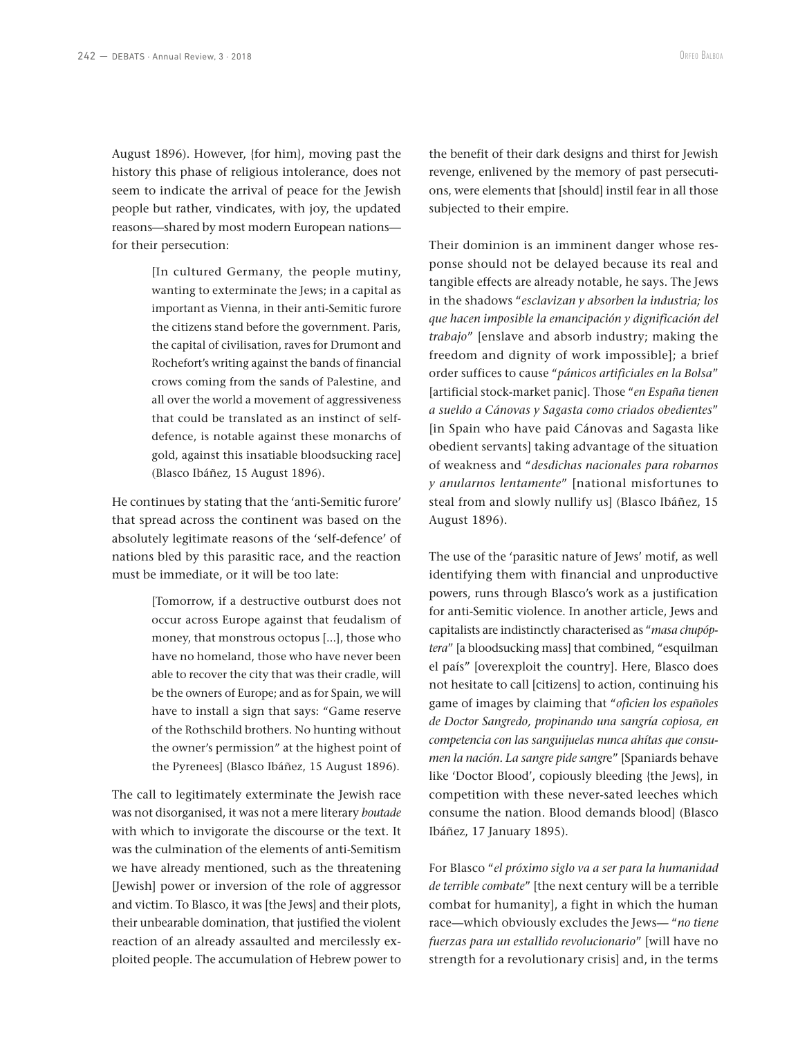August 1896). However, {for him}, moving past the history this phase of religious intolerance, does not seem to indicate the arrival of peace for the Jewish people but rather, vindicates, with joy, the updated reasons—shared by most modern European nations—for their persecution:

> [In cultured Germany, the people mutiny, wanting to exterminate the Jews; in a capital as important as Vienna, in their anti-Semitic furore the citizens stand before the government. Paris, the capital of civilisation, raves for Drumont and Rochefort's writing against the bands of financial crows coming from the sands of Palestine, and all over the world a movement of aggressiveness that could be translated as an instinct of self-defence, is notable against these monarchs of gold, against this insatiable bloodsucking race] (Blasco Ibáñez, 15 August 1896).

He continues by stating that the 'anti-Semitic furore' that spread across the continent was based on the absolutely legitimate reasons of the 'self-defence' of nations bled by this parasitic race, and the reaction must be immediate, or it will be too late:

> [Tomorrow, if a destructive outburst does not occur across Europe against that feudalism of money, that monstrous octopus [...], those who have no homeland, those who have never been able to recover the city that was their cradle, will be the owners of Europe; and as for Spain, we will have to install a sign that says: "Game reserve of the Rothschild brothers. No hunting without the owner's permission" at the highest point of the Pyrenees] (Blasco Ibáñez, 15 August 1896).

The call to legitimately exterminate the Jewish race was not disorganised, it was not a mere literary *boutade* with which to invigorate the discourse or the text. It was the culmination of the elements of anti-Semitism we have already mentioned, such as the threatening [Jewish] power or inversion of the role of aggressor and victim. To Blasco, it was [the Jews] and their plots, their unbearable domination, that justified the violent reaction of an already assaulted and mercilessly exploited people. The accumulation of Hebrew power to the benefit of their dark designs and thirst for Jewish revenge, enlivened by the memory of past persecutions, were elements that [should] instil fear in all those subjected to their empire.

Their dominion is an imminent danger whose response should not be delayed because its real and tangible effects are already notable, he says. The Jews in the shadows "*esclavizan y absorben la industria; los que hacen imposible la emancipación y dignificación del trabajo*" [enslave and absorb industry; making the freedom and dignity of work impossible]; a brief order suffices to cause "*pánicos artificiales en la Bolsa*" [artificial stock-market panic]. Those "*en España tienen a sueldo a Cánovas y Sagasta como criados obedientes*" [in Spain who have paid Cánovas and Sagasta like obedient servants] taking advantage of the situation of weakness and "*desdichas nacionales para robarnos y anularnos lentamente*" [national misfortunes to steal from and slowly nullify us] (Blasco Ibáñez, 15 August 1896).

The use of the 'parasitic nature of Jews' motif, as well identifying them with financial and unproductive powers, runs through Blasco's work as a justification for anti-Semitic violence. In another article, Jews and capitalists are indistinctly characterised as "*masa chupóptera*" [a bloodsucking mass] that combined, "esquilman el país" [overexploit the country]. Here, Blasco does not hesitate to call [citizens] to action, continuing his game of images by claiming that "*oficien los españoles de Doctor Sangredo, propinando una sangría copiosa, en competencia con las sanguijuelas nunca ahítas que consumen la nación. La sangre pide sangre*" [Spaniards behave like 'Doctor Blood', copiously bleeding {the Jews}, in competition with these never-sated leeches which consume the nation. Blood demands blood] (Blasco Ibáñez, 17 January 1895).

For Blasco "*el próximo siglo va a ser para la humanidad de terrible combate*" [the next century will be a terrible combat for humanity], a fight in which the human race—which obviously excludes the Jews— "*no tiene fuerzas para un estallido revolucionario*" [will have no strength for a revolutionary crisis] and, in the terms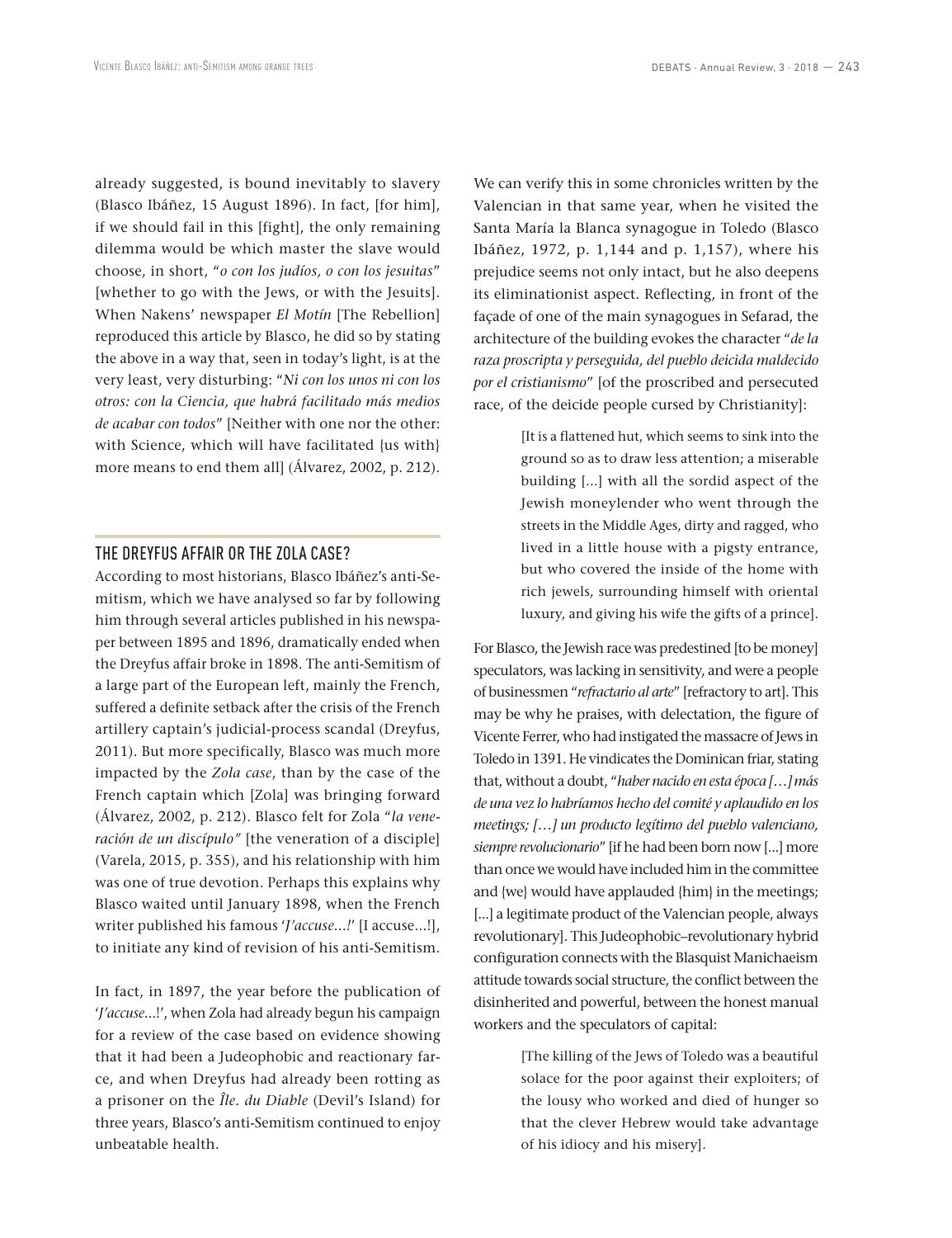already suggested, is bound inevitably to slavery (Blasco Ibáñez, 15 August 1896). In fact, [for him], if we should fail in this [fight], the only remaining dilemma would be which master the slave would choose, in short, "*o con los judíos, o con los jesuitas*" [whether to go with the Jews, or with the Jesuits]. When Nakens' newspaper *El Motín* [The Rebellion] reproduced this article by Blasco, he did so by stating the above in a way that, seen in today's light, is at the very least, very disturbing: "*Ni con los unos ni con los otros: con la Ciencia, que habrá facilitado más medios de acabar con todos*" [Neither with one nor the other: with Science, which will have facilitated {us with} more means to end them all] (Álvarez, 2002, p. 212).

## THE DREYFUS AFFAIR OR THE ZOLA CASE?

According to most historians, Blasco Ibáñez's anti-Semitism, which we have analysed so far by following him through several articles published in his newspaper between 1895 and 1896, dramatically ended when the Dreyfus affair broke in 1898. The anti-Semitism of a large part of the European left, mainly the French, suffered a definite setback after the crisis of the French artillery captain's judicial-process scandal (Dreyfus, 2011). But more specifically, Blasco was much more impacted by the *Zola case*, than by the case of the French captain which [Zola] was bringing forward (Álvarez, 2002, p. 212). Blasco felt for Zola "*la veneración de un discípulo"* [the veneration of a disciple] (Varela, 2015, p. 355), and his relationship with him was one of true devotion. Perhaps this explains why Blasco waited until January 1898, when the French writer published his famous '*J'accuse...!*' [I accuse...!], to initiate any kind of revision of his anti-Semitism.

In fact, in 1897, the year before the publication of '*J'accuse...!*', when Zola had already begun his campaign for a review of the case based on evidence showing that it had been a Judeophobic and reactionary farce, and when Dreyfus had already been rotting as a prisoner on the *Île. du Diable* (Devil's Island) for three years, Blasco's anti-Semitism continued to enjoy unbeatable health.

We can verify this in some chronicles written by the Valencian in that same year, when he visited the Santa María la Blanca synagogue in Toledo (Blasco Ibáñez, 1972, p. 1,144 and p. 1,157), where his prejudice seems not only intact, but he also deepens its eliminationist aspect. Reflecting, in front of the façade of one of the main synagogues in Sefarad, the architecture of the building evokes the character "*de la raza proscripta y perseguida, del pueblo deicida maldecido por el cristianismo*" [of the proscribed and persecuted race, of the deicide people cursed by Christianity]:

> [It is a flattened hut, which seems to sink into the ground so as to draw less attention; a miserable building [...] with all the sordid aspect of the Jewish moneylender who went through the streets in the Middle Ages, dirty and ragged, who lived in a little house with a pigsty entrance, but who covered the inside of the home with rich jewels, surrounding himself with oriental luxury, and giving his wife the gifts of a prince].

For Blasco, the Jewish race was predestined [to be money] speculators, was lacking in sensitivity, and were a people of businessmen "*refractario al arte*" [refractory to art]. This may be why he praises, with delectation, the figure of Vicente Ferrer, who had instigated the massacre of Jews in Toledo in 1391. He vindicates the Dominican friar, stating that, without a doubt, "*haber nacido en esta época […] más de una vez lo habríamos hecho del comité y aplaudido en los meetings; […] un producto legítimo del pueblo valenciano, siempre revolucionario*" [if he had been born now [...] more than once we would have included him in the committee and {we} would have applauded {him} in the meetings; [...] a legitimate product of the Valencian people, always revolutionary]. This Judeophobic–revolutionary hybrid configuration connects with the Blasquist Manichaeism attitude towards social structure, the conflict between the disinherited and powerful, between the honest manual workers and the speculators of capital:

> [The killing of the Jews of Toledo was a beautiful solace for the poor against their exploiters; of the lousy who worked and died of hunger so that the clever Hebrew would take advantage of his idiocy and his misery].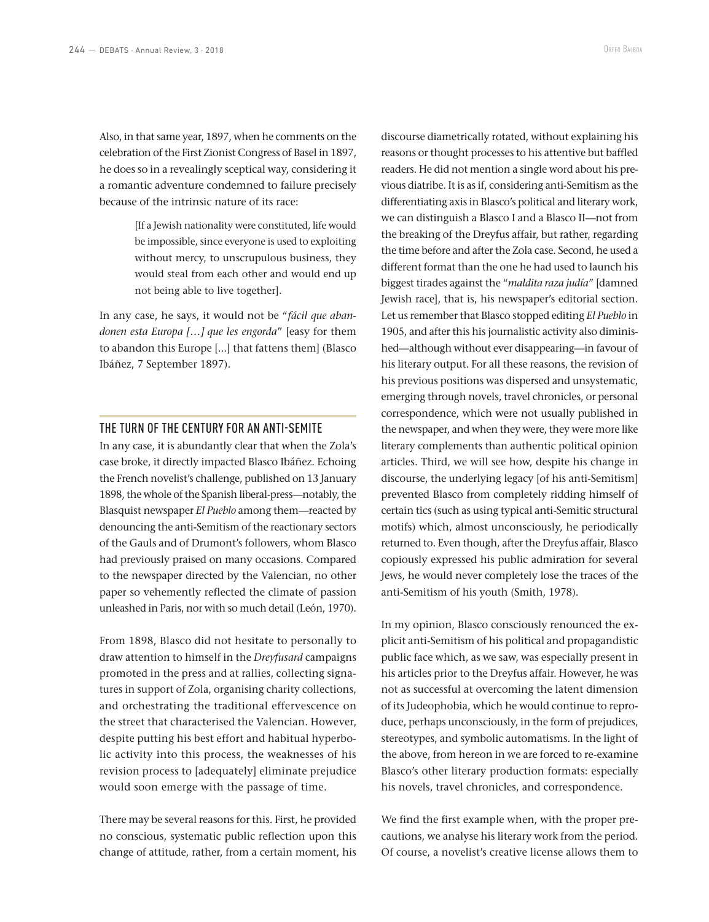Also, in that same year, 1897, when he comments on the celebration of the First Zionist Congress of Basel in 1897, he does so in a revealingly sceptical way, considering it a romantic adventure condemned to failure precisely because of the intrinsic nature of its race:

> [If a Jewish nationality were constituted, life would be impossible, since everyone is used to exploiting without mercy, to unscrupulous business, they would steal from each other and would end up not being able to live together].

In any case, he says, it would not be "*fácil que abandonen esta Europa […] que les engorda*" [easy for them to abandon this Europe [...] that fattens them] (Blasco Ibáñez, 7 September 1897).

## THE TURN OF THE CENTURY FOR AN ANTI-SEMITE

In any case, it is abundantly clear that when the Zola's case broke, it directly impacted Blasco Ibáñez. Echoing the French novelist's challenge, published on 13 January 1898, the whole of the Spanish liberal-press—notably, the Blasquist newspaper *El Pueblo* among them—reacted by denouncing the anti-Semitism of the reactionary sectors of the Gauls and of Drumont's followers, whom Blasco had previously praised on many occasions. Compared to the newspaper directed by the Valencian, no other paper so vehemently reflected the climate of passion unleashed in Paris, nor with so much detail (León, 1970).

From 1898, Blasco did not hesitate to personally to draw attention to himself in the *Dreyfusard* campaigns promoted in the press and at rallies, collecting signatures in support of Zola, organising charity collections, and orchestrating the traditional effervescence on the street that characterised the Valencian. However, despite putting his best effort and habitual hyperbolic activity into this process, the weaknesses of his revision process to [adequately] eliminate prejudice would soon emerge with the passage of time.

There may be several reasons for this. First, he provided no conscious, systematic public reflection upon this change of attitude, rather, from a certain moment, his discourse diametrically rotated, without explaining his reasons or thought processes to his attentive but baffled readers. He did not mention a single word about his previous diatribe. It is as if, considering anti-Semitism as the differentiating axis in Blasco's political and literary work, we can distinguish a Blasco I and a Blasco II—not from the breaking of the Dreyfus affair, but rather, regarding the time before and after the Zola case. Second, he used a different format than the one he had used to launch his biggest tirades against the "*maldita raza judía*" [damned Jewish race], that is, his newspaper's editorial section. Let us remember that Blasco stopped editing *El Pueblo* in 1905, and after this his journalistic activity also diminished—although without ever disappearing—in favour of his literary output. For all these reasons, the revision of his previous positions was dispersed and unsystematic, emerging through novels, travel chronicles, or personal correspondence, which were not usually published in the newspaper, and when they were, they were more like literary complements than authentic political opinion articles. Third, we will see how, despite his change in discourse, the underlying legacy [of his anti-Semitism] prevented Blasco from completely ridding himself of certain tics (such as using typical anti-Semitic structural motifs) which, almost unconsciously, he periodically returned to. Even though, after the Dreyfus affair, Blasco copiously expressed his public admiration for several Jews, he would never completely lose the traces of the anti-Semitism of his youth (Smith, 1978).

In my opinion, Blasco consciously renounced the explicit anti-Semitism of his political and propagandistic public face which, as we saw, was especially present in his articles prior to the Dreyfus affair. However, he was not as successful at overcoming the latent dimension of its Judeophobia, which he would continue to reproduce, perhaps unconsciously, in the form of prejudices, stereotypes, and symbolic automatisms. In the light of the above, from hereon in we are forced to re-examine Blasco's other literary production formats: especially his novels, travel chronicles, and correspondence.

We find the first example when, with the proper precautions, we analyse his literary work from the period. Of course, a novelist's creative license allows them to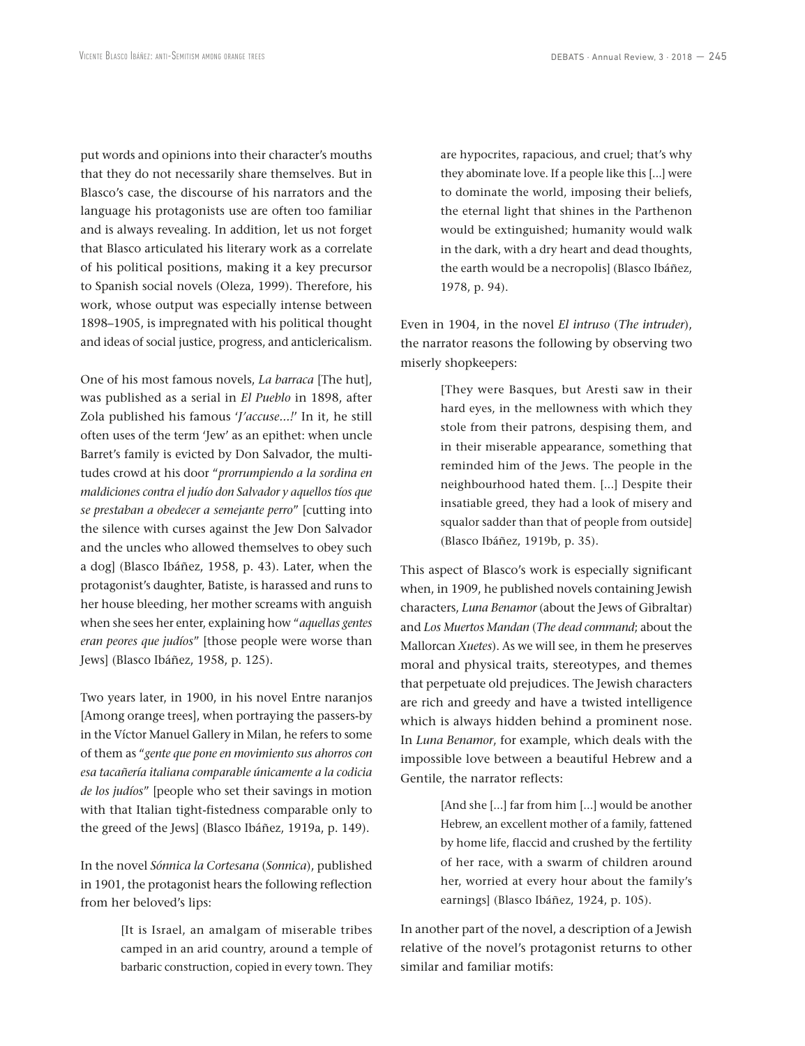put words and opinions into their character's mouths that they do not necessarily share themselves. But in Blasco's case, the discourse of his narrators and the language his protagonists use are often too familiar and is always revealing. In addition, let us not forget that Blasco articulated his literary work as a correlate of his political positions, making it a key precursor to Spanish social novels (Oleza, 1999). Therefore, his work, whose output was especially intense between 1898–1905, is impregnated with his political thought and ideas of social justice, progress, and anticlericalism.

One of his most famous novels, *La barraca* [The hut], was published as a serial in *El Pueblo* in 1898, after Zola published his famous '*J'accuse…!*' In it, he still often uses of the term 'Jew' as an epithet: when uncle Barret's family is evicted by Don Salvador, the multitudes crowd at his door "*prorrumpiendo a la sordina en maldiciones contra el judío don Salvador y aquellos tíos que se prestaban a obedecer a semejante perro*" [cutting into the silence with curses against the Jew Don Salvador and the uncles who allowed themselves to obey such a dog] (Blasco Ibáñez, 1958, p. 43). Later, when the protagonist's daughter, Batiste, is harassed and runs to her house bleeding, her mother screams with anguish when she sees her enter, explaining how "*aquellas gentes eran peores que judíos*" [those people were worse than Jews] (Blasco Ibáñez, 1958, p. 125).

Two years later, in 1900, in his novel Entre naranjos [Among orange trees], when portraying the passers-by in the Víctor Manuel Gallery in Milan, he refers to some of them as "*gente que pone en movimiento sus ahorros con esa tacañería italiana comparable únicamente a la codicia de los judíos*" [people who set their savings in motion with that Italian tight-fistedness comparable only to the greed of the Jews] (Blasco Ibáñez, 1919a, p. 149).

In the novel *Sónnica la Cortesana* (*Sonnica*), published in 1901, the protagonist hears the following reflection from her beloved's lips:

> [It is Israel, an amalgam of miserable tribes camped in an arid country, around a temple of barbaric construction, copied in every town. They are hypocrites, rapacious, and cruel; that's why they abominate love. If a people like this [...] were to dominate the world, imposing their beliefs, the eternal light that shines in the Parthenon would be extinguished; humanity would walk in the dark, with a dry heart and dead thoughts, the earth would be a necropolis] (Blasco Ibáñez, 1978, p. 94).

Even in 1904, in the novel *El intruso* (*The intruder*), the narrator reasons the following by observing two miserly shopkeepers:

> [They were Basques, but Aresti saw in their hard eyes, in the mellowness with which they stole from their patrons, despising them, and in their miserable appearance, something that reminded him of the Jews. The people in the neighbourhood hated them. [...] Despite their insatiable greed, they had a look of misery and squalor sadder than that of people from outside] (Blasco Ibáñez, 1919b, p. 35).

This aspect of Blasco's work is especially significant when, in 1909, he published novels containing Jewish characters, *Luna Benamor* (about the Jews of Gibraltar) and *Los Muertos Mandan* (*The dead command*; about the Mallorcan *Xuetes*). As we will see, in them he preserves moral and physical traits, stereotypes, and themes that perpetuate old prejudices. The Jewish characters are rich and greedy and have a twisted intelligence which is always hidden behind a prominent nose. In *Luna Benamor*, for example, which deals with the impossible love between a beautiful Hebrew and a Gentile, the narrator reflects:

> [And she [...] far from him [...] would be another Hebrew, an excellent mother of a family, fattened by home life, flaccid and crushed by the fertility of her race, with a swarm of children around her, worried at every hour about the family's earnings] (Blasco Ibáñez, 1924, p. 105).

In another part of the novel, a description of a Jewish relative of the novel's protagonist returns to other similar and familiar motifs: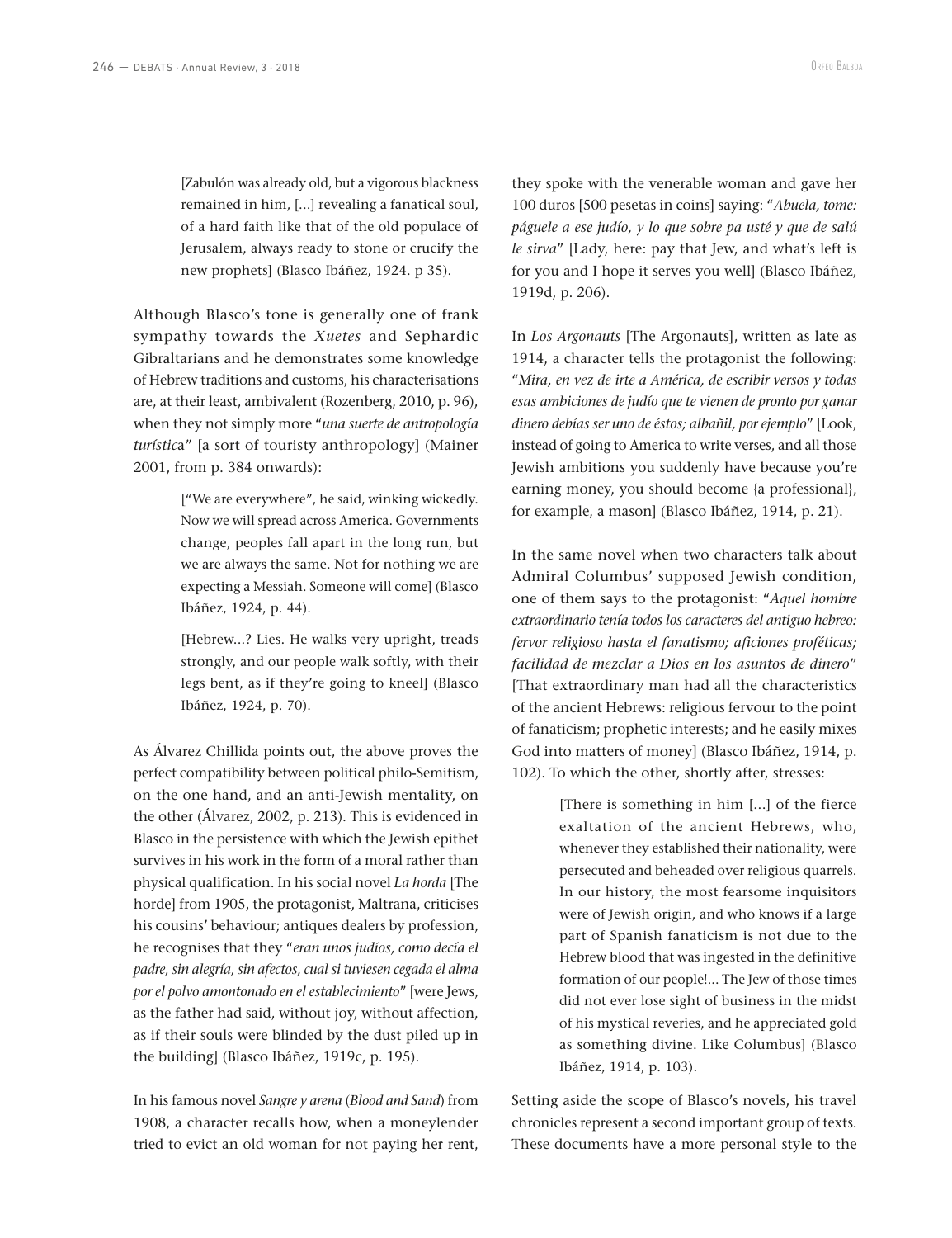[Zabulón was already old, but a vigorous blackness remained in him, [...] revealing a fanatical soul, of a hard faith like that of the old populace of Jerusalem, always ready to stone or crucify the new prophets] (Blasco Ibáñez, 1924. p 35).

Although Blasco's tone is generally one of frank sympathy towards the *Xuetes* and Sephardic Gibraltarians and he demonstrates some knowledge of Hebrew traditions and customs, his characterisations are, at their least, ambivalent (Rozenberg, 2010, p. 96), when they not simply more "*una suerte de antropología turística*" [a sort of touristy anthropology] (Mainer 2001, from p. 384 onwards):

> ["We are everywhere", he said, winking wickedly. Now we will spread across America. Governments change, peoples fall apart in the long run, but we are always the same. Not for nothing we are expecting a Messiah. Someone will come] (Blasco Ibáñez, 1924, p. 44).
>
> [Hebrew...? Lies. He walks very upright, treads strongly, and our people walk softly, with their legs bent, as if they're going to kneel] (Blasco Ibáñez, 1924, p. 70).

As Álvarez Chillida points out, the above proves the perfect compatibility between political philo-Semitism, on the one hand, and an anti-Jewish mentality, on the other (Álvarez, 2002, p. 213). This is evidenced in Blasco in the persistence with which the Jewish epithet survives in his work in the form of a moral rather than physical qualification. In his social novel *La horda* [The horde] from 1905, the protagonist, Maltrana, criticises his cousins' behaviour; antiques dealers by profession, he recognises that they "*eran unos judíos, como decía el padre, sin alegría, sin afectos, cual si tuviesen cegada el alma por el polvo amontonado en el establecimiento*" [were Jews, as the father had said, without joy, without affection, as if their souls were blinded by the dust piled up in the building] (Blasco Ibáñez, 1919c, p. 195).

In his famous novel *Sangre y arena* (*Blood and Sand*) from 1908, a character recalls how, when a moneylender tried to evict an old woman for not paying her rent, they spoke with the venerable woman and gave her 100 duros [500 pesetas in coins] saying: "*Abuela, tome: páguele a ese judío, y lo que sobre pa usté y que de salú le sirva*" [Lady, here: pay that Jew, and what's left is for you and I hope it serves you well] (Blasco Ibáñez, 1919d, p. 206).

In *Los Argonauts* [The Argonauts], written as late as 1914, a character tells the protagonist the following: "*Mira, en vez de irte a América, de escribir versos y todas esas ambiciones de judío que te vienen de pronto por ganar dinero debías ser uno de éstos; albañil, por ejemplo*" [Look, instead of going to America to write verses, and all those Jewish ambitions you suddenly have because you're earning money, you should become {a professional}, for example, a mason] (Blasco Ibáñez, 1914, p. 21).

In the same novel when two characters talk about Admiral Columbus' supposed Jewish condition, one of them says to the protagonist: "*Aquel hombre extraordinario tenía todos los caracteres del antiguo hebreo: fervor religioso hasta el fanatismo; aficiones proféticas; facilidad de mezclar a Dios en los asuntos de dinero*" [That extraordinary man had all the characteristics of the ancient Hebrews: religious fervour to the point of fanaticism; prophetic interests; and he easily mixes God into matters of money] (Blasco Ibáñez, 1914, p. 102). To which the other, shortly after, stresses:

> [There is something in him [...] of the fierce exaltation of the ancient Hebrews, who, whenever they established their nationality, were persecuted and beheaded over religious quarrels. In our history, the most fearsome inquisitors were of Jewish origin, and who knows if a large part of Spanish fanaticism is not due to the Hebrew blood that was ingested in the definitive formation of our people!... The Jew of those times did not ever lose sight of business in the midst of his mystical reveries, and he appreciated gold as something divine. Like Columbus] (Blasco Ibáñez, 1914, p. 103).

Setting aside the scope of Blasco's novels, his travel chronicles represent a second important group of texts. These documents have a more personal style to the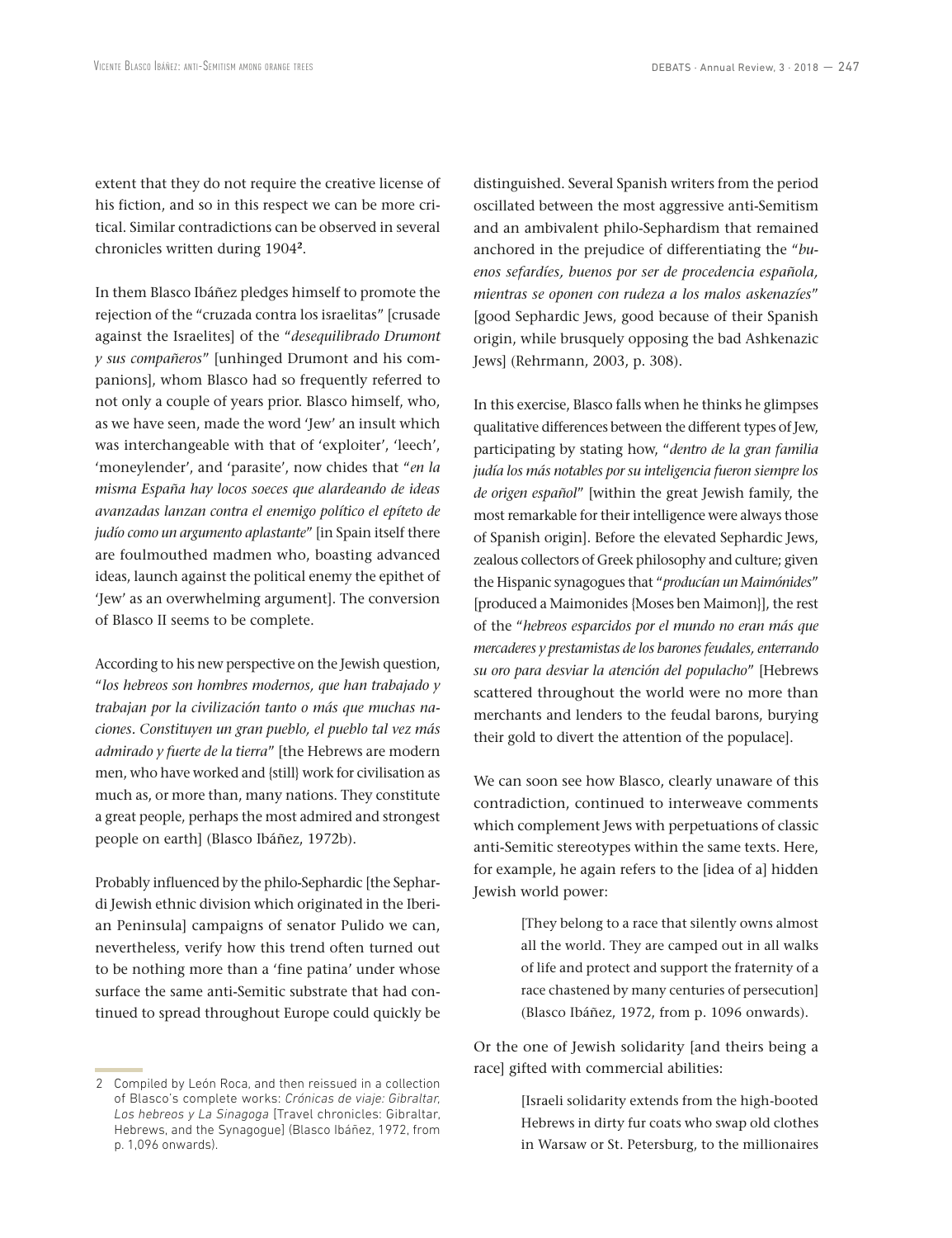extent that they do not require the creative license of his fiction, and so in this respect we can be more critical. Similar contradictions can be observed in several chronicles written during 1904[2].

In them Blasco Ibáñez pledges himself to promote the rejection of the "cruzada contra los israelitas" [crusade against the Israelites] of the "*desequilibrado Drumont y sus compañeros*" [unhinged Drumont and his companions], whom Blasco had so frequently referred to not only a couple of years prior. Blasco himself, who, as we have seen, made the word 'Jew' an insult which was interchangeable with that of 'exploiter', 'leech', 'moneylender', and 'parasite', now chides that "*en la misma España hay locos soeces que alardeando de ideas avanzadas lanzan contra el enemigo político el epíteto de judío como un argumento aplastante*" [in Spain itself there are foulmouthed madmen who, boasting advanced ideas, launch against the political enemy the epithet of 'Jew' as an overwhelming argument]. The conversion of Blasco II seems to be complete.

According to his new perspective on the Jewish question, "*los hebreos son hombres modernos, que han trabajado y trabajan por la civilización tanto o más que muchas naciones. Constituyen un gran pueblo, el pueblo tal vez más admirado y fuerte de la tierra*" [the Hebrews are modern men, who have worked and {still} work for civilisation as much as, or more than, many nations. They constitute a great people, perhaps the most admired and strongest people on earth] (Blasco Ibáñez, 1972b).

Probably influenced by the philo-Sephardic [the Sephardi Jewish ethnic division which originated in the Iberian Peninsula] campaigns of senator Pulido we can, nevertheless, verify how this trend often turned out to be nothing more than a 'fine patina' under whose surface the same anti-Semitic substrate that had continued to spread throughout Europe could quickly be distinguished. Several Spanish writers from the period oscillated between the most aggressive anti-Semitism and an ambivalent philo-Sephardism that remained anchored in the prejudice of differentiating the "*buenos sefardíes, buenos por ser de procedencia española, mientras se oponen con rudeza a los malos askenazíes*" [good Sephardic Jews, good because of their Spanish origin, while brusquely opposing the bad Ashkenazic Jews] (Rehrmann, 2003, p. 308).

In this exercise, Blasco falls when he thinks he glimpses qualitative differences between the different types of Jew, participating by stating how, "*dentro de la gran familia judía los más notables por su inteligencia fueron siempre los de origen español*" [within the great Jewish family, the most remarkable for their intelligence were always those of Spanish origin]. Before the elevated Sephardic Jews, zealous collectors of Greek philosophy and culture; given the Hispanic synagogues that "*producían un Maimónides*" [produced a Maimonides {Moses ben Maimon}], the rest of the "*hebreos esparcidos por el mundo no eran más que mercaderes y prestamistas de los barones feudales, enterrando su oro para desviar la atención del populacho*" [Hebrews scattered throughout the world were no more than merchants and lenders to the feudal barons, burying their gold to divert the attention of the populace].

We can soon see how Blasco, clearly unaware of this contradiction, continued to interweave comments which complement Jews with perpetuations of classic anti-Semitic stereotypes within the same texts. Here, for example, he again refers to the [idea of a] hidden Jewish world power:

> [They belong to a race that silently owns almost all the world. They are camped out in all walks of life and protect and support the fraternity of a race chastened by many centuries of persecution] (Blasco Ibáñez, 1972, from p. 1096 onwards).

Or the one of Jewish solidarity [and theirs being a race] gifted with commercial abilities:

> [Israeli solidarity extends from the high-booted Hebrews in dirty fur coats who swap old clothes in Warsaw or St. Petersburg, to the millionaires

---

2 Compiled by León Roca, and then reissued in a collection of Blasco's complete works: *Crónicas de viaje: Gibraltar, Los hebreos y La Sinagoga* [Travel chronicles: Gibraltar, Hebrews, and the Synagogue] (Blasco Ibáñez, 1972, from p. 1,096 onwards).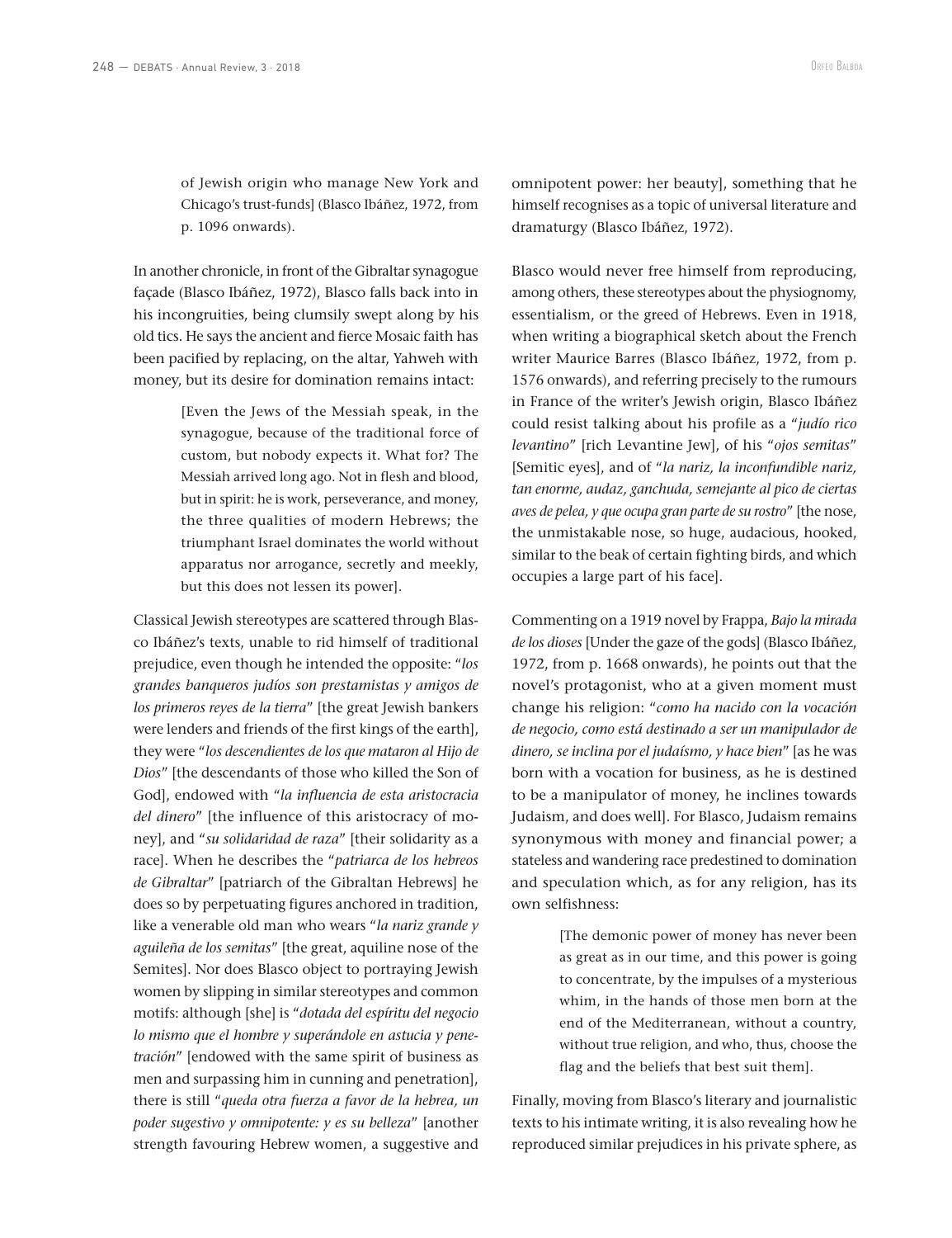of Jewish origin who manage New York and Chicago's trust-funds] (Blasco Ibáñez, 1972, from p. 1096 onwards).

In another chronicle, in front of the Gibraltar synagogue façade (Blasco Ibáñez, 1972), Blasco falls back into in his incongruities, being clumsily swept along by his old tics. He says the ancient and fierce Mosaic faith has been pacified by replacing, on the altar, Yahweh with money, but its desire for domination remains intact:

> [Even the Jews of the Messiah speak, in the synagogue, because of the traditional force of custom, but nobody expects it. What for? The Messiah arrived long ago. Not in flesh and blood, but in spirit: he is work, perseverance, and money, the three qualities of modern Hebrews; the triumphant Israel dominates the world without apparatus nor arrogance, secretly and meekly, but this does not lessen its power].

Classical Jewish stereotypes are scattered through Blasco Ibáñez's texts, unable to rid himself of traditional prejudice, even though he intended the opposite: "*los grandes banqueros judíos son prestamistas y amigos de los primeros reyes de la tierra*" [the great Jewish bankers were lenders and friends of the first kings of the earth], they were "*los descendientes de los que mataron al Hijo de Dios*" [the descendants of those who killed the Son of God], endowed with "*la influencia de esta aristocracia del dinero*" [the influence of this aristocracy of money], and "*su solidaridad de raza*" [their solidarity as a race]. When he describes the "*patriarca de los hebreos de Gibraltar*" [patriarch of the Gibraltan Hebrews] he does so by perpetuating figures anchored in tradition, like a venerable old man who wears "*la nariz grande y aguileña de los semitas*" [the great, aquiline nose of the Semites]. Nor does Blasco object to portraying Jewish women by slipping in similar stereotypes and common motifs: although [she] is "*dotada del espíritu del negocio lo mismo que el hombre y superándole en astucia y penetración*" [endowed with the same spirit of business as men and surpassing him in cunning and penetration], there is still "*queda otra fuerza a favor de la hebrea, un poder sugestivo y omnipotente: y es su belleza*" [another strength favouring Hebrew women, a suggestive and omnipotent power: her beauty], something that he himself recognises as a topic of universal literature and dramaturgy (Blasco Ibáñez, 1972).

Blasco would never free himself from reproducing, among others, these stereotypes about the physiognomy, essentialism, or the greed of Hebrews. Even in 1918, when writing a biographical sketch about the French writer Maurice Barres (Blasco Ibáñez, 1972, from p. 1576 onwards), and referring precisely to the rumours in France of the writer's Jewish origin, Blasco Ibáñez could resist talking about his profile as a "*judío rico levantino*" [rich Levantine Jew], of his "*ojos semitas*" [Semitic eyes], and of "*la nariz, la inconfundible nariz, tan enorme, audaz, ganchuda, semejante al pico de ciertas aves de pelea, y que ocupa gran parte de su rostro*" [the nose, the unmistakable nose, so huge, audacious, hooked, similar to the beak of certain fighting birds, and which occupies a large part of his face].

Commenting on a 1919 novel by Frappa, *Bajo la mirada de los dioses* [Under the gaze of the gods] (Blasco Ibáñez, 1972, from p. 1668 onwards), he points out that the novel's protagonist, who at a given moment must change his religion: "*como ha nacido con la vocación de negocio, como está destinado a ser un manipulador de dinero, se inclina por el judaísmo, y hace bien*" [as he was born with a vocation for business, as he is destined to be a manipulator of money, he inclines towards Judaism, and does well]. For Blasco, Judaism remains synonymous with money and financial power; a stateless and wandering race predestined to domination and speculation which, as for any religion, has its own selfishness:

> [The demonic power of money has never been as great as in our time, and this power is going to concentrate, by the impulses of a mysterious whim, in the hands of those men born at the end of the Mediterranean, without a country, without true religion, and who, thus, choose the flag and the beliefs that best suit them].

Finally, moving from Blasco's literary and journalistic texts to his intimate writing, it is also revealing how he reproduced similar prejudices in his private sphere, as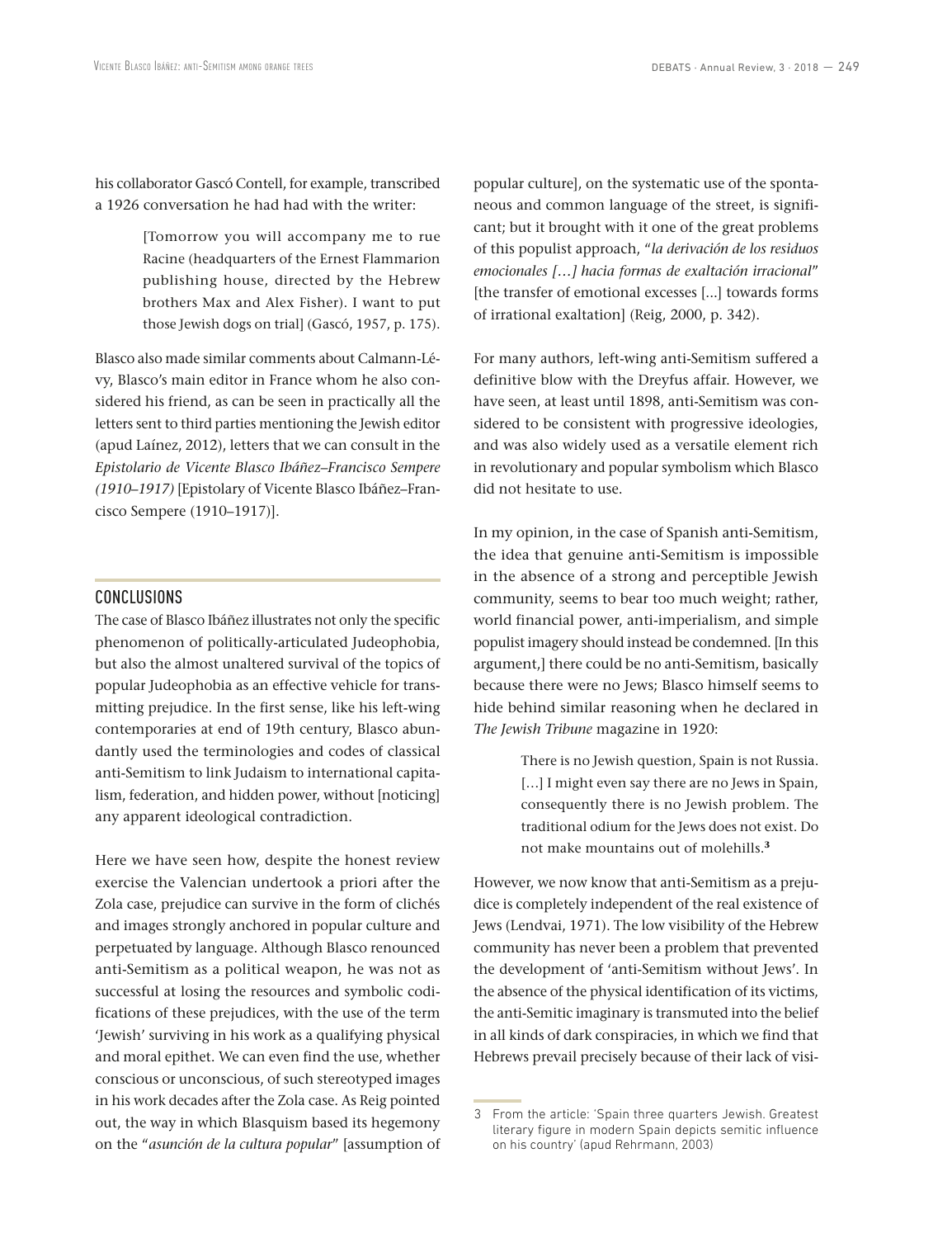his collaborator Gascó Contell, for example, transcribed a 1926 conversation he had had with the writer:

> [Tomorrow you will accompany me to rue Racine (headquarters of the Ernest Flammarion publishing house, directed by the Hebrew brothers Max and Alex Fisher). I want to put those Jewish dogs on trial] (Gascó, 1957, p. 175).

Blasco also made similar comments about Calmann-Lévy, Blasco's main editor in France whom he also considered his friend, as can be seen in practically all the letters sent to third parties mentioning the Jewish editor (apud Laínez, 2012), letters that we can consult in the *Epistolario de Vicente Blasco Ibáñez–Francisco Sempere (1910–1917)* [Epistolary of Vicente Blasco Ibáñez–Francisco Sempere (1910–1917)].

## CONCLUSIONS

The case of Blasco Ibáñez illustrates not only the specific phenomenon of politically-articulated Judeophobia, but also the almost unaltered survival of the topics of popular Judeophobia as an effective vehicle for transmitting prejudice. In the first sense, like his left-wing contemporaries at end of 19th century, Blasco abundantly used the terminologies and codes of classical anti-Semitism to link Judaism to international capitalism, federation, and hidden power, without [noticing] any apparent ideological contradiction.

Here we have seen how, despite the honest review exercise the Valencian undertook a priori after the Zola case, prejudice can survive in the form of clichés and images strongly anchored in popular culture and perpetuated by language. Although Blasco renounced anti-Semitism as a political weapon, he was not as successful at losing the resources and symbolic codifications of these prejudices, with the use of the term 'Jewish' surviving in his work as a qualifying physical and moral epithet. We can even find the use, whether conscious or unconscious, of such stereotyped images in his work decades after the Zola case. As Reig pointed out, the way in which Blasquism based its hegemony on the "*asunción de la cultura popular*" [assumption of popular culture], on the systematic use of the spontaneous and common language of the street, is significant; but it brought with it one of the great problems of this populist approach, "*la derivación de los residuos emocionales […] hacia formas de exaltación irracional*" [the transfer of emotional excesses [...] towards forms of irrational exaltation] (Reig, 2000, p. 342).

For many authors, left-wing anti-Semitism suffered a definitive blow with the Dreyfus affair. However, we have seen, at least until 1898, anti-Semitism was considered to be consistent with progressive ideologies, and was also widely used as a versatile element rich in revolutionary and popular symbolism which Blasco did not hesitate to use.

In my opinion, in the case of Spanish anti-Semitism, the idea that genuine anti-Semitism is impossible in the absence of a strong and perceptible Jewish community, seems to bear too much weight; rather, world financial power, anti-imperialism, and simple populist imagery should instead be condemned. [In this argument,] there could be no anti-Semitism, basically because there were no Jews; Blasco himself seems to hide behind similar reasoning when he declared in *The Jewish Tribune* magazine in 1920:

> There is no Jewish question, Spain is not Russia. […] I might even say there are no Jews in Spain, consequently there is no Jewish problem. The traditional odium for the Jews does not exist. Do not make mountains out of molehills.[3]

However, we now know that anti-Semitism as a prejudice is completely independent of the real existence of Jews (Lendvai, 1971). The low visibility of the Hebrew community has never been a problem that prevented the development of 'anti-Semitism without Jews'. In the absence of the physical identification of its victims, the anti-Semitic imaginary is transmuted into the belief in all kinds of dark conspiracies, in which we find that Hebrews prevail precisely because of their lack of visi-

3 From the article: 'Spain three quarters Jewish. Greatest literary figure in modern Spain depicts semitic influence on his country' (apud Rehrmann, 2003)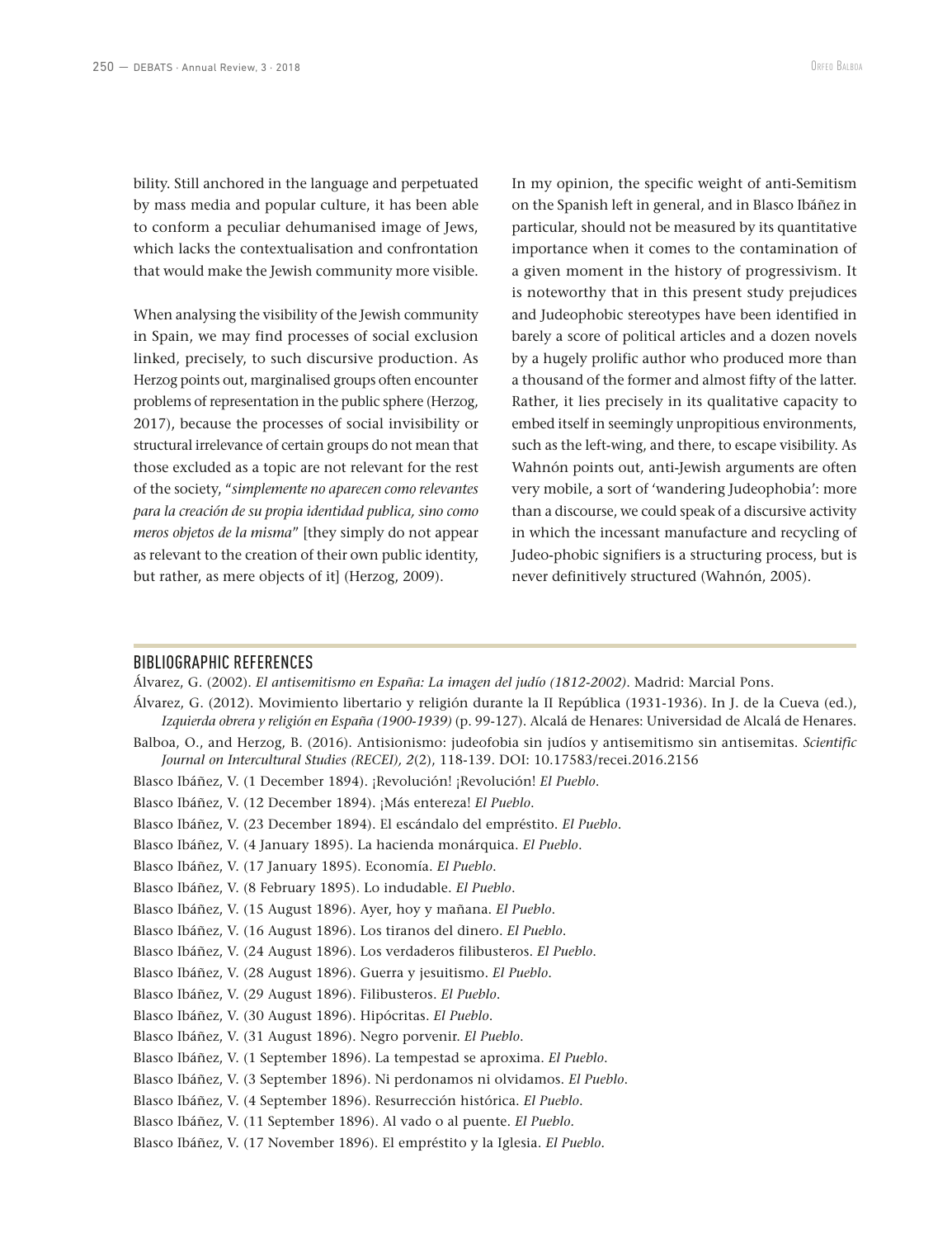bility. Still anchored in the language and perpetuated by mass media and popular culture, it has been able to conform a peculiar dehumanised image of Jews, which lacks the contextualisation and confrontation that would make the Jewish community more visible.

When analysing the visibility of the Jewish community in Spain, we may find processes of social exclusion linked, precisely, to such discursive production. As Herzog points out, marginalised groups often encounter problems of representation in the public sphere (Herzog, 2017), because the processes of social invisibility or structural irrelevance of certain groups do not mean that those excluded as a topic are not relevant for the rest of the society, "*simplemente no aparecen como relevantes para la creación de su propia identidad publica, sino como meros objetos de la misma*" [they simply do not appear as relevant to the creation of their own public identity, but rather, as mere objects of it] (Herzog, 2009).

In my opinion, the specific weight of anti-Semitism on the Spanish left in general, and in Blasco Ibáñez in particular, should not be measured by its quantitative importance when it comes to the contamination of a given moment in the history of progressivism. It is noteworthy that in this present study prejudices and Judeophobic stereotypes have been identified in barely a score of political articles and a dozen novels by a hugely prolific author who produced more than a thousand of the former and almost fifty of the latter. Rather, it lies precisely in its qualitative capacity to embed itself in seemingly unpropitious environments, such as the left-wing, and there, to escape visibility. As Wahnón points out, anti-Jewish arguments are often very mobile, a sort of 'wandering Judeophobia': more than a discourse, we could speak of a discursive activity in which the incessant manufacture and recycling of Judeo-phobic signifiers is a structuring process, but is never definitively structured (Wahnón, 2005).

## BIBLIOGRAPHIC REFERENCES

Álvarez, G. (2002). *El antisemitismo en España: La imagen del judío (1812-2002)*. Madrid: Marcial Pons.

Álvarez, G. (2012). Movimiento libertario y religión durante la II República (1931-1936). In J. de la Cueva (ed.), *Izquierda obrera y religión en España (1900-1939)* (p. 99-127). Alcalá de Henares: Universidad de Alcalá de Henares.

Balboa, O., and Herzog, B. (2016). Antisionismo: judeofobia sin judíos y antisemitismo sin antisemitas. *Scientific Journal on Intercultural Studies (RECEI), 2*(2), 118-139. DOI: 10.17583/recei.2016.2156

Blasco Ibáñez, V. (1 December 1894). ¡Revolución! ¡Revolución! *El Pueblo*.

Blasco Ibáñez, V. (12 December 1894). ¡Más entereza! *El Pueblo*.

Blasco Ibáñez, V. (23 December 1894). El escándalo del empréstito. *El Pueblo*.

Blasco Ibáñez, V. (4 January 1895). La hacienda monárquica. *El Pueblo*.

Blasco Ibáñez, V. (17 January 1895). Economía. *El Pueblo*.

Blasco Ibáñez, V. (8 February 1895). Lo indudable. *El Pueblo*.

Blasco Ibáñez, V. (15 August 1896). Ayer, hoy y mañana. *El Pueblo*.

Blasco Ibáñez, V. (16 August 1896). Los tiranos del dinero. *El Pueblo*.

Blasco Ibáñez, V. (24 August 1896). Los verdaderos filibusteros. *El Pueblo*.

Blasco Ibáñez, V. (28 August 1896). Guerra y jesuitismo. *El Pueblo*.

Blasco Ibáñez, V. (29 August 1896). Filibusteros. *El Pueblo*.

Blasco Ibáñez, V. (30 August 1896). Hipócritas. *El Pueblo*.

Blasco Ibáñez, V. (31 August 1896). Negro porvenir. *El Pueblo*.

Blasco Ibáñez, V. (1 September 1896). La tempestad se aproxima. *El Pueblo*.

Blasco Ibáñez, V. (3 September 1896). Ni perdonamos ni olvidamos. *El Pueblo*.

Blasco Ibáñez, V. (4 September 1896). Resurrección histórica. *El Pueblo*.

Blasco Ibáñez, V. (11 September 1896). Al vado o al puente. *El Pueblo*.

Blasco Ibáñez, V. (17 November 1896). El empréstito y la Iglesia. *El Pueblo*.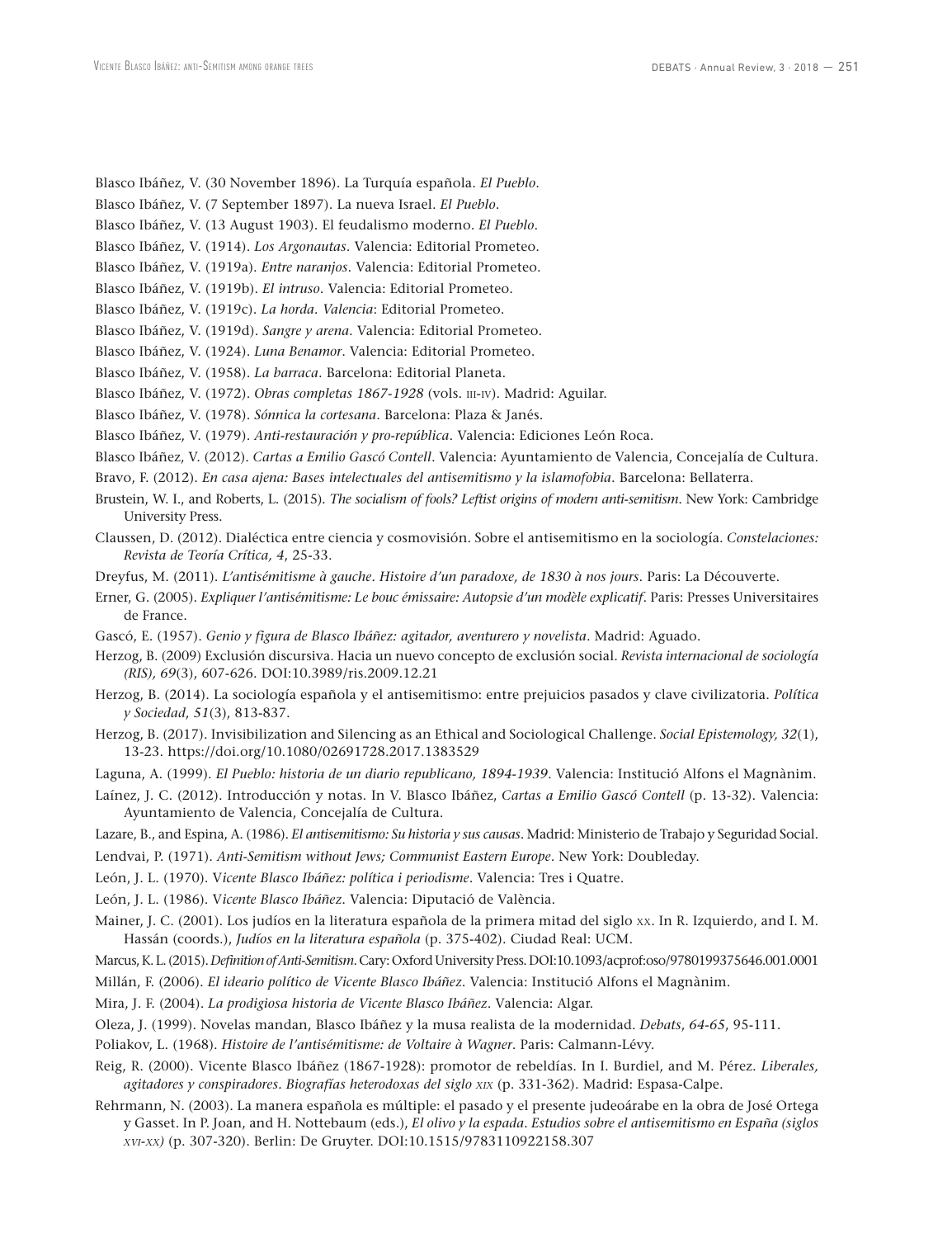Blasco Ibáñez, V. (30 November 1896). La Turquía española. *El Pueblo*.

Blasco Ibáñez, V. (7 September 1897). La nueva Israel. *El Pueblo*.

Blasco Ibáñez, V. (13 August 1903). El feudalismo moderno. *El Pueblo*.

Blasco Ibáñez, V. (1914). *Los Argonautas*. Valencia: Editorial Prometeo.

Blasco Ibáñez, V. (1919a). *Entre naranjos*. Valencia: Editorial Prometeo.

Blasco Ibáñez, V. (1919b). *El intruso*. Valencia: Editorial Prometeo.

Blasco Ibáñez, V. (1919c). *La horda*. *Valencia*: Editorial Prometeo.

Blasco Ibáñez, V. (1919d). *Sangre y arena*. Valencia: Editorial Prometeo.

Blasco Ibáñez, V. (1924). *Luna Benamor*. Valencia: Editorial Prometeo.

Blasco Ibáñez, V. (1958). *La barraca*. Barcelona: Editorial Planeta.

Blasco Ibáñez, V. (1972). *Obras completas 1867-1928* (vols. III-IV). Madrid: Aguilar.

Blasco Ibáñez, V. (1978). *Sónnica la cortesana*. Barcelona: Plaza & Janés.

Blasco Ibáñez, V. (1979). *Anti-restauración y pro-república*. Valencia: Ediciones León Roca.

Blasco Ibáñez, V. (2012). *Cartas a Emilio Gascó Contell*. Valencia: Ayuntamiento de Valencia, Concejalía de Cultura.

Bravo, F. (2012). *En casa ajena: Bases intelectuales del antisemitismo y la islamofobia*. Barcelona: Bellaterra.

Brustein, W. I., and Roberts, L. (2015). *The socialism of fools? Leftist origins of modern anti-semitism*. New York: Cambridge University Press.

Claussen, D. (2012). Dialéctica entre ciencia y cosmovisión. Sobre el antisemitismo en la sociología. *Constelaciones: Revista de Teoría Crítica, 4*, 25-33.

Dreyfus, M. (2011). *L'antisémitisme à gauche. Histoire d'un paradoxe, de 1830 à nos jours*. Paris: La Découverte.

Erner, G. (2005). *Expliquer l'antisémitisme: Le bouc émissaire: Autopsie d'un modèle explicatif*. Paris: Presses Universitaires de France.

Gascó, E. (1957). *Genio y figura de Blasco Ibáñez: agitador, aventurero y novelista*. Madrid: Aguado.

Herzog, B. (2009) Exclusión discursiva. Hacia un nuevo concepto de exclusión social. *Revista internacional de sociología (RIS), 69*(3), 607-626. DOI:10.3989/ris.2009.12.21

Herzog, B. (2014). La sociología española y el antisemitismo: entre prejuicios pasados y clave civilizatoria. *Política y Sociedad, 51*(3), 813-837.

Herzog, B. (2017). Invisibilization and Silencing as an Ethical and Sociological Challenge. *Social Epistemology, 32*(1), 13-23. https://doi.org/10.1080/02691728.2017.1383529

Laguna, A. (1999). *El Pueblo: historia de un diario republicano, 1894-1939*. Valencia: Institució Alfons el Magnànim.

Laínez, J. C. (2012). Introducción y notas. In V. Blasco Ibáñez, *Cartas a Emilio Gascó Contell* (p. 13-32). Valencia: Ayuntamiento de Valencia, Concejalía de Cultura.

Lazare, B., and Espina, A. (1986). *El antisemitismo: Su historia y sus causas*. Madrid: Ministerio de Trabajo y Seguridad Social.

Lendvai, P. (1971). *Anti-Semitism without Jews; Communist Eastern Europe*. New York: Doubleday.

León, J. L. (1970). V*icente Blasco Ibáñez: política i periodisme*. Valencia: Tres i Quatre.

León, J. L. (1986). V*icente Blasco Ibáñez*. Valencia: Diputació de València.

Mainer, J. C. (2001). Los judíos en la literatura española de la primera mitad del siglo XX. In R. Izquierdo, and I. M. Hassán (coords.), *Judíos en la literatura española* (p. 375-402). Ciudad Real: UCM.

Marcus, K. L. (2015). *Definition of Anti-Semitism*. Cary: Oxford University Press. DOI:10.1093/acprof:oso/9780199375646.001.0001

Millán, F. (2006). *El ideario político de Vicente Blasco Ibáñez*. Valencia: Institució Alfons el Magnànim.

Mira, J. F. (2004). *La prodigiosa historia de Vicente Blasco Ibáñez*. Valencia: Algar.

Oleza, J. (1999). Novelas mandan, Blasco Ibáñez y la musa realista de la modernidad. *Debats, 64-65*, 95-111.

Poliakov, L. (1968). *Histoire de l'antisémitisme: de Voltaire à Wagner*. Paris: Calmann-Lévy.

Reig, R. (2000). Vicente Blasco Ibáñez (1867-1928): promotor de rebeldías. In I. Burdiel, and M. Pérez. *Liberales, agitadores y conspiradores. Biografías heterodoxas del siglo XIX* (p. 331-362). Madrid: Espasa-Calpe.

Rehrmann, N. (2003). La manera española es múltiple: el pasado y el presente judeoárabe en la obra de José Ortega y Gasset. In P. Joan, and H. Nottebaum (eds.), *El olivo y la espada. Estudios sobre el antisemitismo en España (siglos XVI-XX)* (p. 307-320). Berlin: De Gruyter. DOI:10.1515/9783110922158.307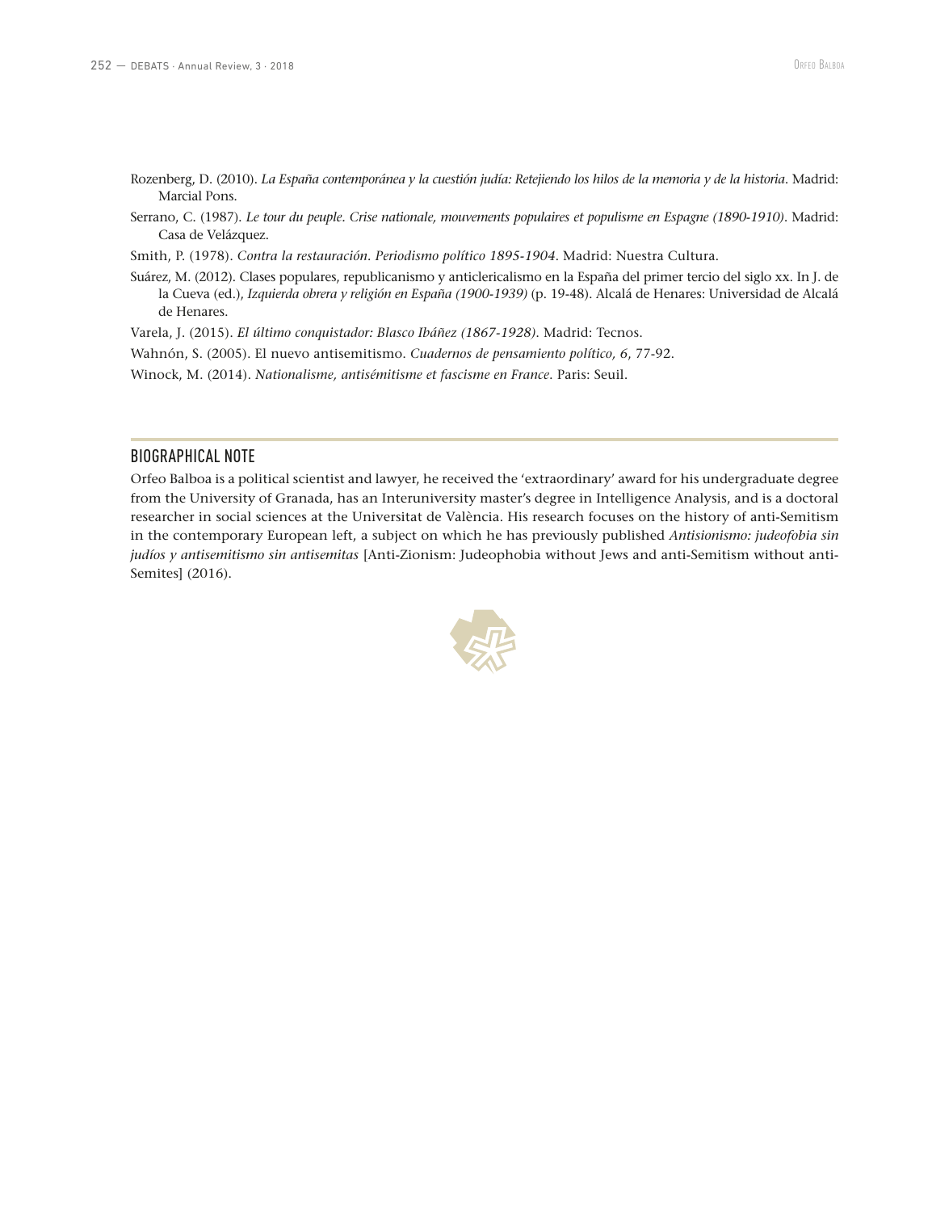Rozenberg, D. (2010). *La España contemporánea y la cuestión judía: Retejiendo los hilos de la memoria y de la historia*. Madrid: Marcial Pons.

Serrano, C. (1987). *Le tour du peuple. Crise nationale, mouvements populaires et populisme en Espagne (1890-1910)*. Madrid: Casa de Velázquez.

Smith, P. (1978). *Contra la restauración. Periodismo político 1895-1904*. Madrid: Nuestra Cultura.

Suárez, M. (2012). Clases populares, republicanismo y anticlericalismo en la España del primer tercio del siglo xx. In J. de la Cueva (ed.), *Izquierda obrera y religión en España (1900-1939)* (p. 19-48). Alcalá de Henares: Universidad de Alcalá de Henares.

Varela, J. (2015). *El último conquistador: Blasco Ibáñez (1867-1928)*. Madrid: Tecnos.

Wahnón, S. (2005). El nuevo antisemitismo. *Cuadernos de pensamiento político, 6*, 77-92.

Winock, M. (2014). *Nationalisme, antisémitisme et fascisme en France*. Paris: Seuil.

## BIOGRAPHICAL NOTE

Orfeo Balboa is a political scientist and lawyer, he received the 'extraordinary' award for his undergraduate degree from the University of Granada, has an Interuniversity master's degree in Intelligence Analysis, and is a doctoral researcher in social sciences at the Universitat de València. His research focuses on the history of anti-Semitism in the contemporary European left, a subject on which he has previously published *Antisionismo: judeofobia sin judíos y antisemitismo sin antisemitas* [Anti-Zionism: Judeophobia without Jews and anti-Semitism without anti-Semites] (2016).